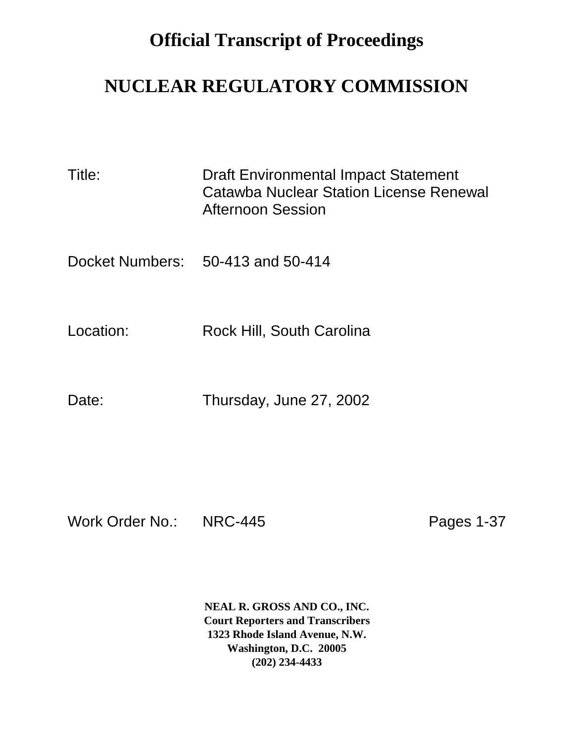# Official Transcript of Proceedings

# NUCLEAR REGULATORY COMMISSION

Title: Draft Environmental Impact Statement
Catawba Nuclear Station License Renewal
Afternoon Session

Docket Numbers: 50-413 and 50-414

Location: Rock Hill, South Carolina

Date: Thursday, June 27, 2002

Work Order No.: NRC-445 Pages 1-37

**NEAL R. GROSS AND CO., INC.**
**Court Reporters and Transcribers**
**1323 Rhode Island Avenue, N.W.**
**Washington, D.C. 20005**
**(202) 234-4433**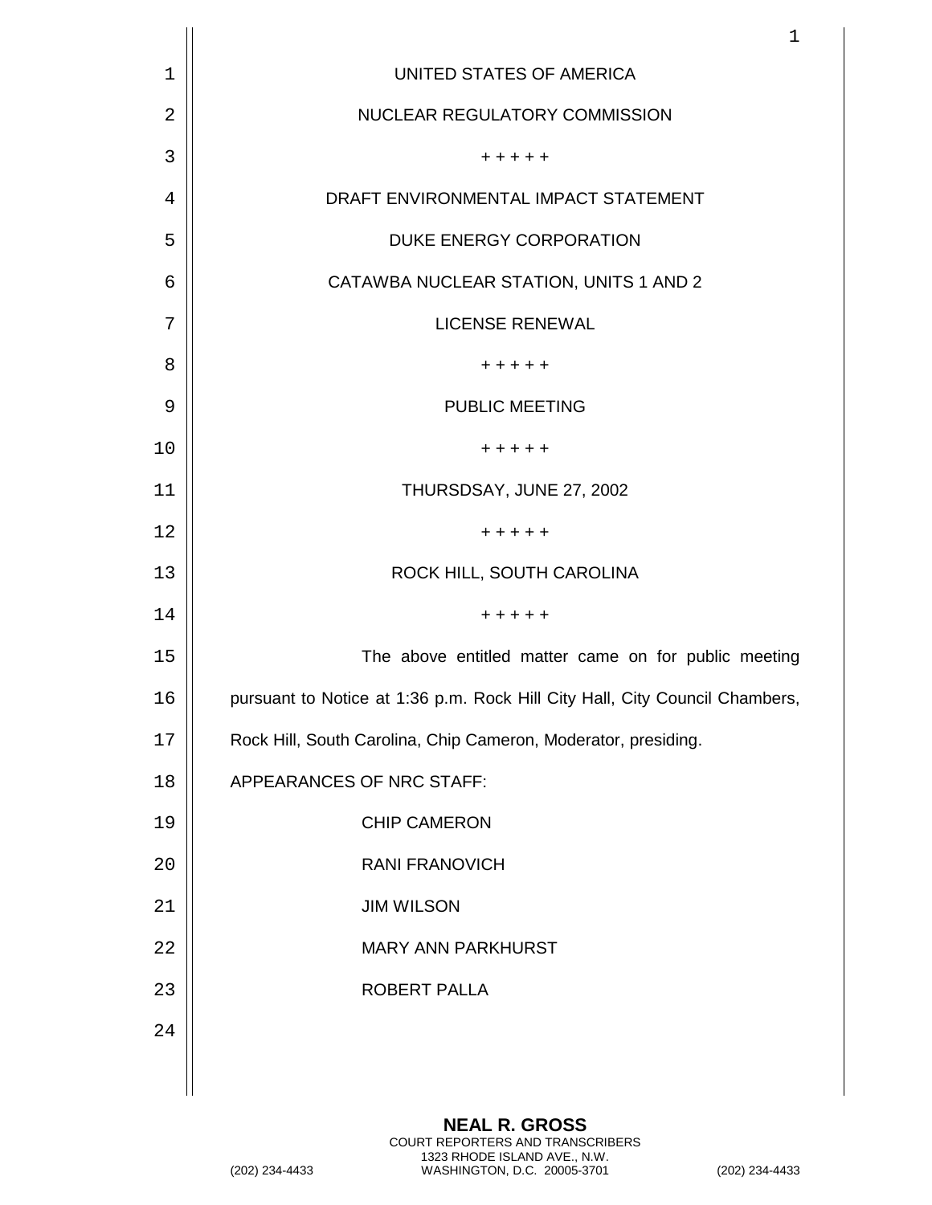UNITED STATES OF AMERICA

NUCLEAR REGULATORY COMMISSION

+ + + + +

DRAFT ENVIRONMENTAL IMPACT STATEMENT

DUKE ENERGY CORPORATION

CATAWBA NUCLEAR STATION, UNITS 1 AND 2

LICENSE RENEWAL

+ + + + +

PUBLIC MEETING

+ + + + +

THURSDSAY, JUNE 27, 2002

+ + + + +

ROCK HILL, SOUTH CAROLINA

+ + + + +

The above entitled matter came on for public meeting pursuant to Notice at 1:36 p.m. Rock Hill City Hall, City Council Chambers, Rock Hill, South Carolina, Chip Cameron, Moderator, presiding.

APPEARANCES OF NRC STAFF:

CHIP CAMERON

RANI FRANOVICH

JIM WILSON

MARY ANN PARKHURST

ROBERT PALLA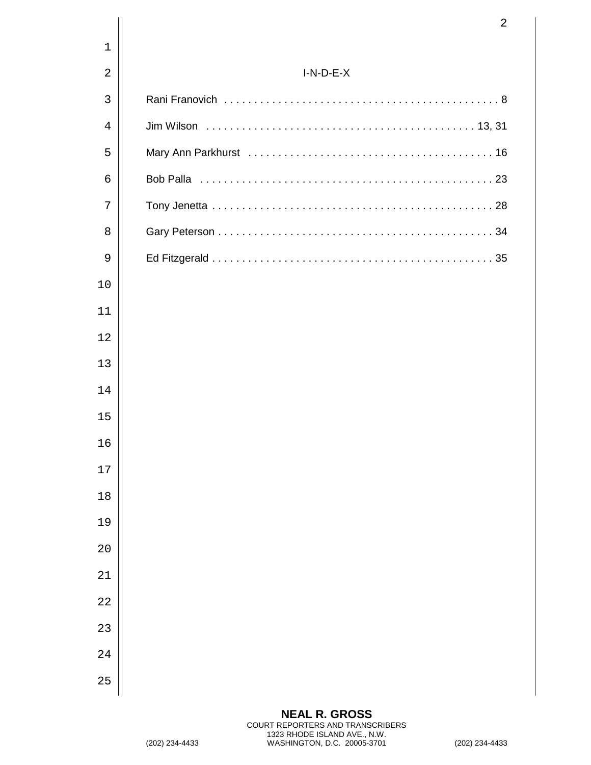I-N-D-E-X

| Name | Page |
| --- | --- |
| Rani Franovich | 8 |
| Jim Wilson | 13, 31 |
| Mary Ann Parkhurst | 16 |
| Bob Palla | 23 |
| Tony Jenetta | 28 |
| Gary Peterson | 34 |
| Ed Fitzgerald | 35 |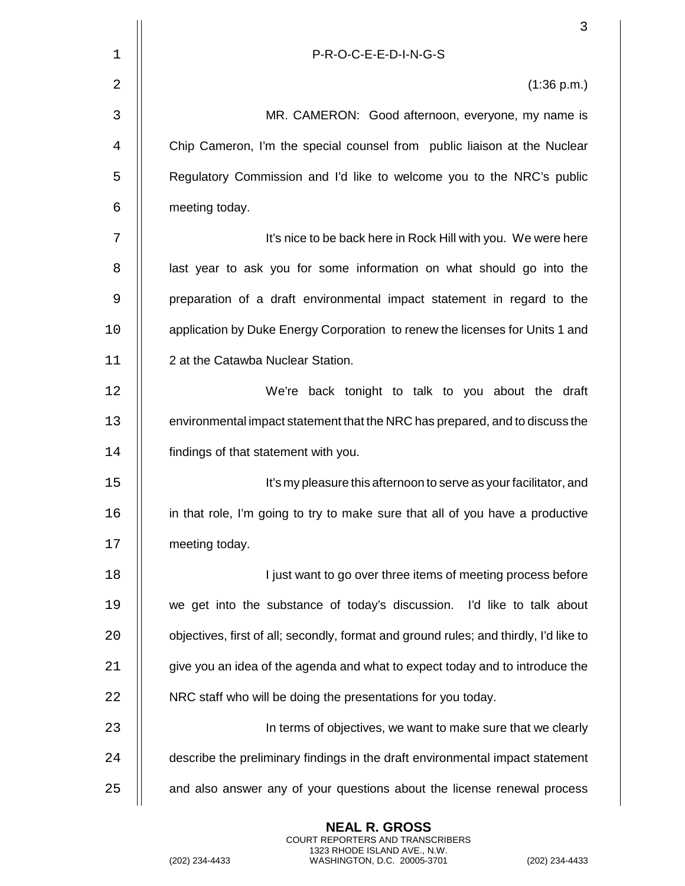P-R-O-C-E-E-D-I-N-G-S

(1:36 p.m.)

MR. CAMERON: Good afternoon, everyone, my name is Chip Cameron, I'm the special counsel from public liaison at the Nuclear Regulatory Commission and I'd like to welcome you to the NRC's public meeting today.

It's nice to be back here in Rock Hill with you. We were here last year to ask you for some information on what should go into the preparation of a draft environmental impact statement in regard to the application by Duke Energy Corporation to renew the licenses for Units 1 and 2 at the Catawba Nuclear Station.

We're back tonight to talk to you about the draft environmental impact statement that the NRC has prepared, and to discuss the findings of that statement with you.

It's my pleasure this afternoon to serve as your facilitator, and in that role, I'm going to try to make sure that all of you have a productive meeting today.

I just want to go over three items of meeting process before we get into the substance of today's discussion. I'd like to talk about objectives, first of all; secondly, format and ground rules; and thirdly, I'd like to give you an idea of the agenda and what to expect today and to introduce the NRC staff who will be doing the presentations for you today.

In terms of objectives, we want to make sure that we clearly describe the preliminary findings in the draft environmental impact statement and also answer any of your questions about the license renewal process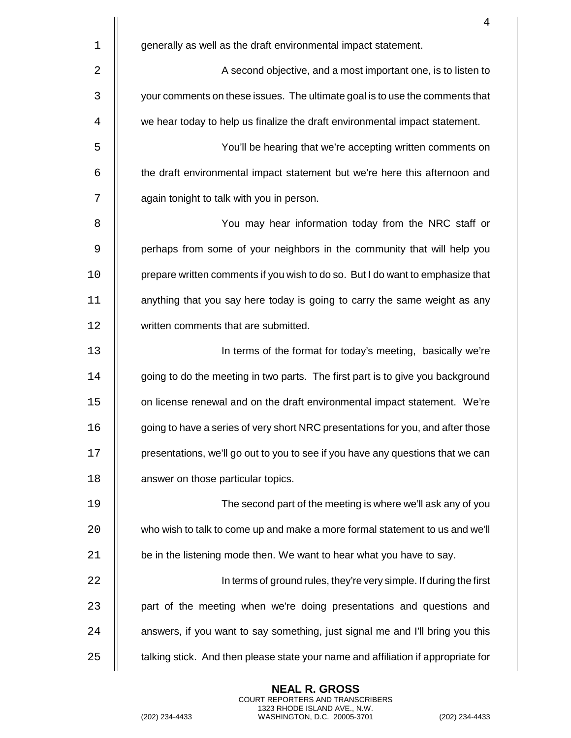generally as well as the draft environmental impact statement.

A second objective, and a most important one, is to listen to your comments on these issues. The ultimate goal is to use the comments that we hear today to help us finalize the draft environmental impact statement.

You'll be hearing that we're accepting written comments on the draft environmental impact statement but we're here this afternoon and again tonight to talk with you in person.

You may hear information today from the NRC staff or perhaps from some of your neighbors in the community that will help you prepare written comments if you wish to do so. But I do want to emphasize that anything that you say here today is going to carry the same weight as any written comments that are submitted.

In terms of the format for today's meeting, basically we're going to do the meeting in two parts. The first part is to give you background on license renewal and on the draft environmental impact statement. We're going to have a series of very short NRC presentations for you, and after those presentations, we'll go out to you to see if you have any questions that we can answer on those particular topics.

The second part of the meeting is where we'll ask any of you who wish to talk to come up and make a more formal statement to us and we'll be in the listening mode then. We want to hear what you have to say.

In terms of ground rules, they're very simple. If during the first part of the meeting when we're doing presentations and questions and answers, if you want to say something, just signal me and I'll bring you this talking stick. And then please state your name and affiliation if appropriate for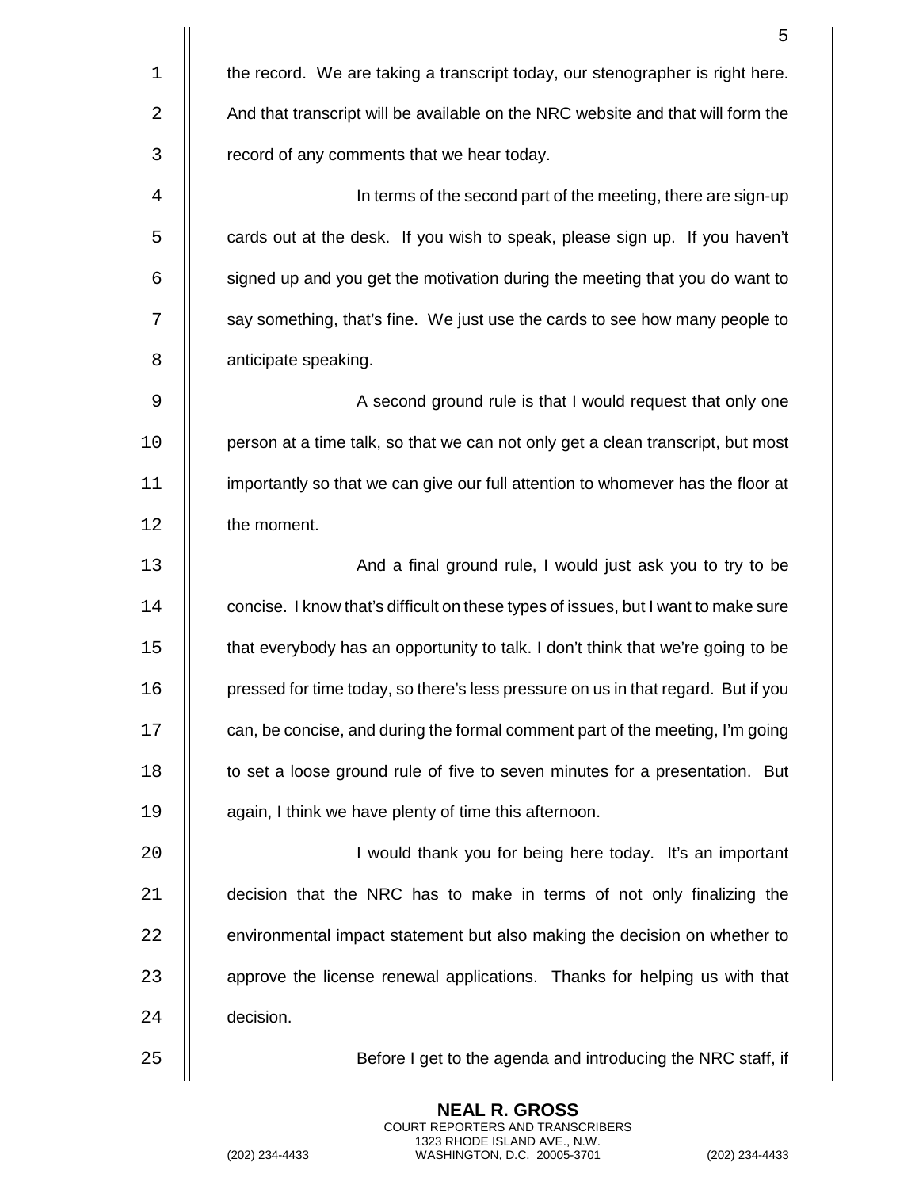the record. We are taking a transcript today, our stenographer is right here. And that transcript will be available on the NRC website and that will form the record of any comments that we hear today.

In terms of the second part of the meeting, there are sign-up cards out at the desk. If you wish to speak, please sign up. If you haven't signed up and you get the motivation during the meeting that you do want to say something, that's fine. We just use the cards to see how many people to anticipate speaking.

A second ground rule is that I would request that only one person at a time talk, so that we can not only get a clean transcript, but most importantly so that we can give our full attention to whomever has the floor at the moment.

And a final ground rule, I would just ask you to try to be concise. I know that's difficult on these types of issues, but I want to make sure that everybody has an opportunity to talk. I don't think that we're going to be pressed for time today, so there's less pressure on us in that regard. But if you can, be concise, and during the formal comment part of the meeting, I'm going to set a loose ground rule of five to seven minutes for a presentation. But again, I think we have plenty of time this afternoon.

I would thank you for being here today. It's an important decision that the NRC has to make in terms of not only finalizing the environmental impact statement but also making the decision on whether to approve the license renewal applications. Thanks for helping us with that decision.

Before I get to the agenda and introducing the NRC staff, if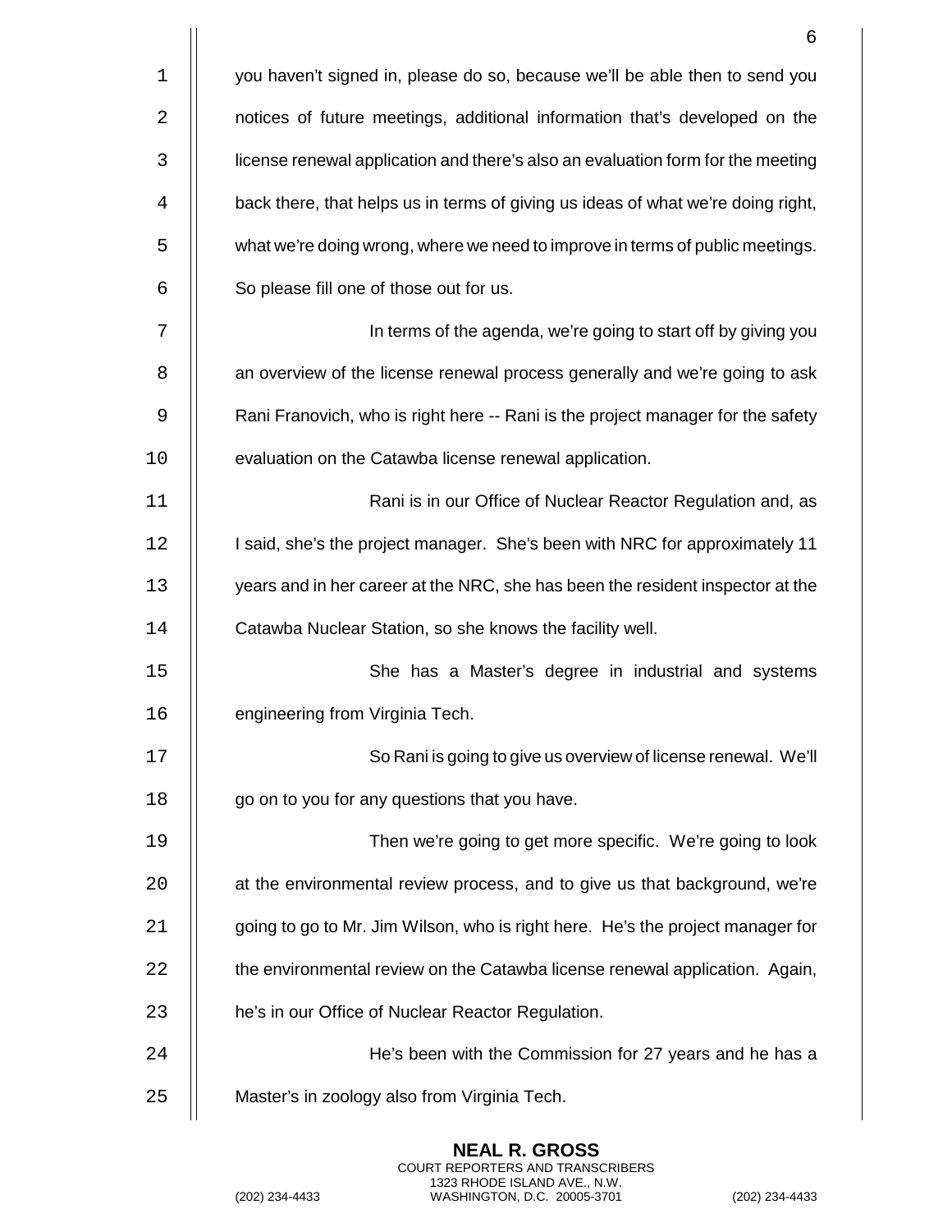you haven't signed in, please do so, because we'll be able then to send you notices of future meetings, additional information that's developed on the license renewal application and there's also an evaluation form for the meeting back there, that helps us in terms of giving us ideas of what we're doing right, what we're doing wrong, where we need to improve in terms of public meetings. So please fill one of those out for us.

In terms of the agenda, we're going to start off by giving you an overview of the license renewal process generally and we're going to ask Rani Franovich, who is right here -- Rani is the project manager for the safety evaluation on the Catawba license renewal application.

Rani is in our Office of Nuclear Reactor Regulation and, as I said, she's the project manager. She's been with NRC for approximately 11 years and in her career at the NRC, she has been the resident inspector at the Catawba Nuclear Station, so she knows the facility well.

She has a Master's degree in industrial and systems engineering from Virginia Tech.

So Rani is going to give us overview of license renewal. We'll go on to you for any questions that you have.

Then we're going to get more specific. We're going to look at the environmental review process, and to give us that background, we're going to go to Mr. Jim Wilson, who is right here. He's the project manager for the environmental review on the Catawba license renewal application. Again, he's in our Office of Nuclear Reactor Regulation.

He's been with the Commission for 27 years and he has a Master's in zoology also from Virginia Tech.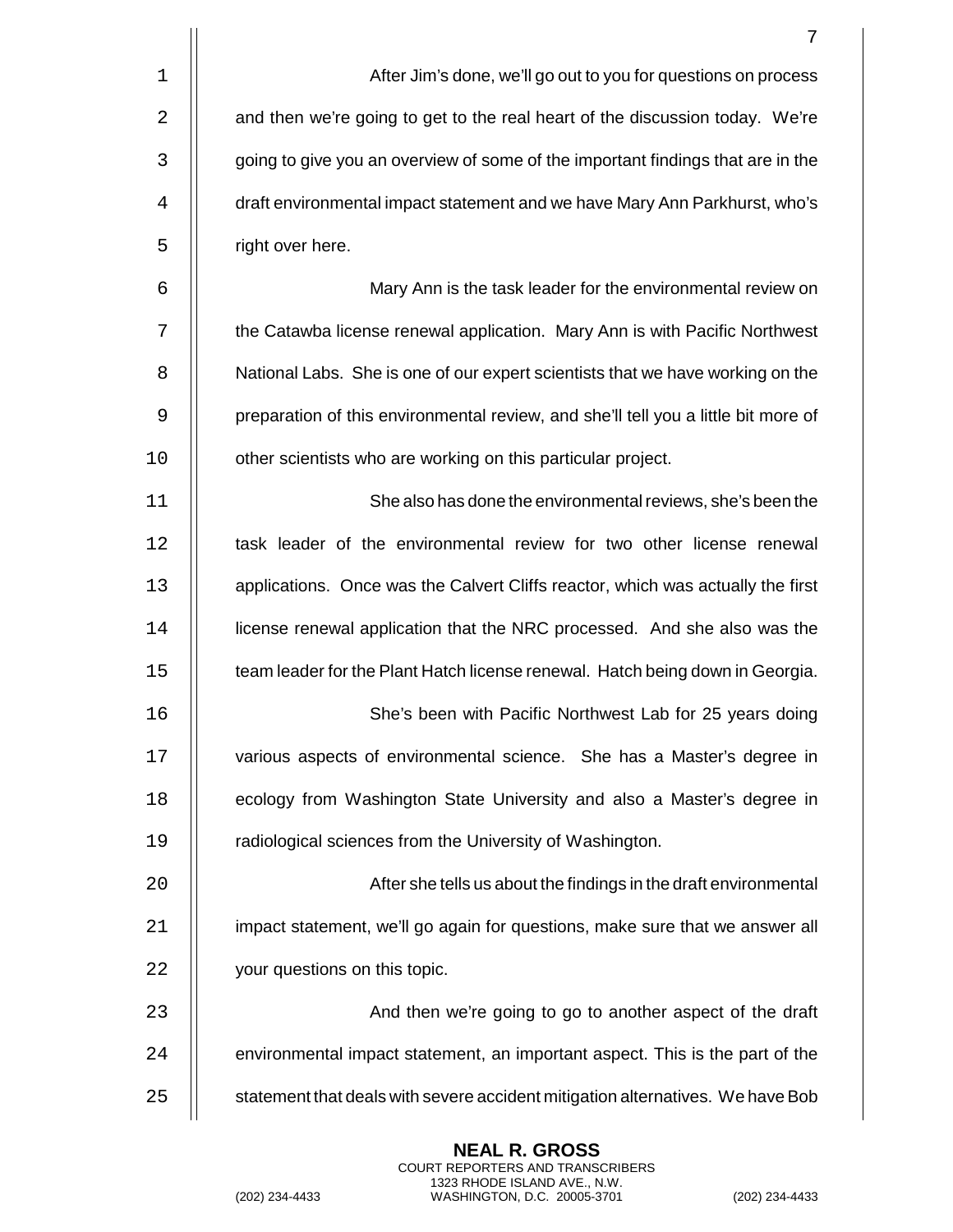After Jim's done, we'll go out to you for questions on process and then we're going to get to the real heart of the discussion today. We're going to give you an overview of some of the important findings that are in the draft environmental impact statement and we have Mary Ann Parkhurst, who's right over here.

Mary Ann is the task leader for the environmental review on the Catawba license renewal application. Mary Ann is with Pacific Northwest National Labs. She is one of our expert scientists that we have working on the preparation of this environmental review, and she'll tell you a little bit more of other scientists who are working on this particular project.

She also has done the environmental reviews, she's been the task leader of the environmental review for two other license renewal applications. Once was the Calvert Cliffs reactor, which was actually the first license renewal application that the NRC processed. And she also was the team leader for the Plant Hatch license renewal. Hatch being down in Georgia.

She's been with Pacific Northwest Lab for 25 years doing various aspects of environmental science. She has a Master's degree in ecology from Washington State University and also a Master's degree in radiological sciences from the University of Washington.

After she tells us about the findings in the draft environmental impact statement, we'll go again for questions, make sure that we answer all your questions on this topic.

And then we're going to go to another aspect of the draft environmental impact statement, an important aspect. This is the part of the statement that deals with severe accident mitigation alternatives. We have Bob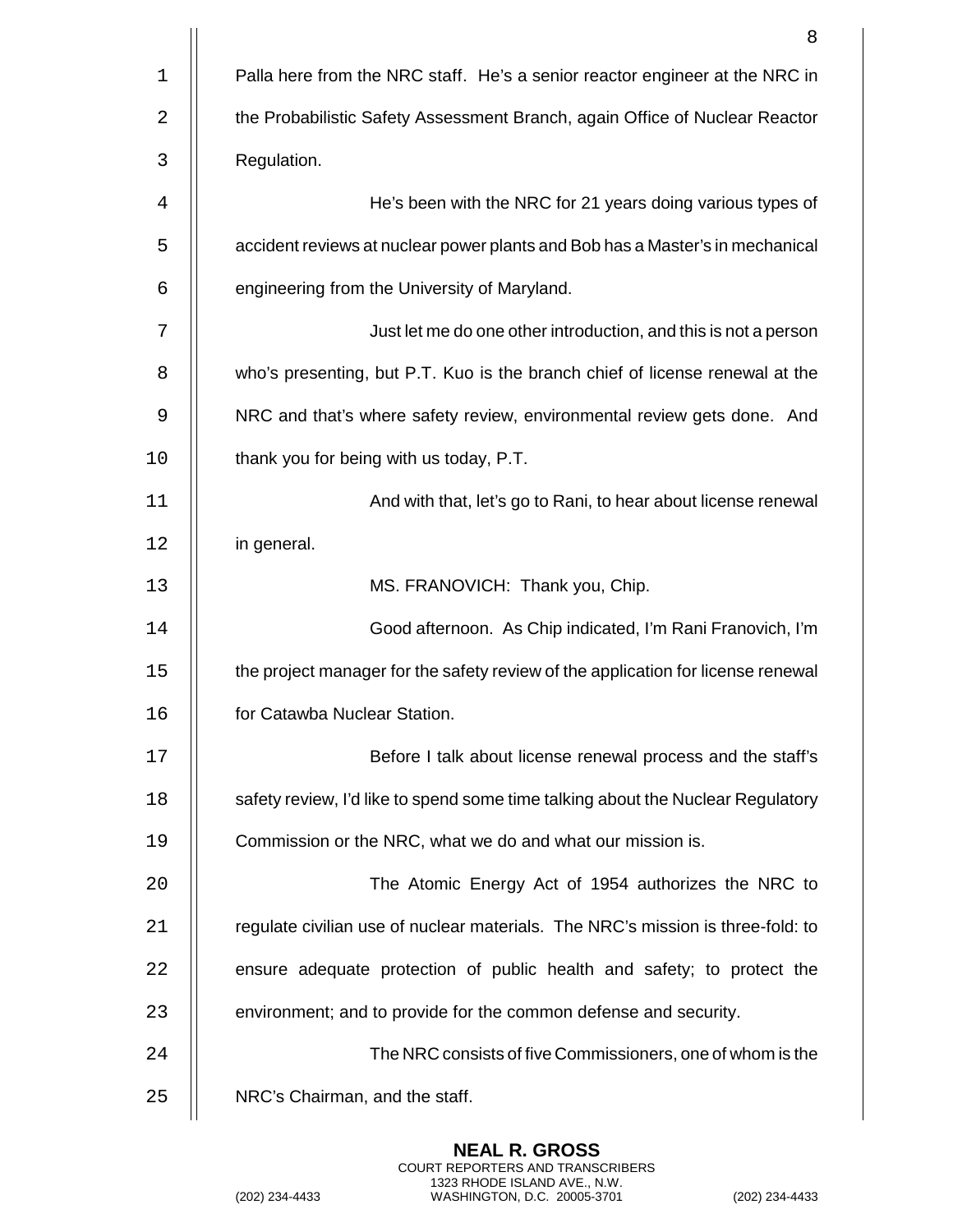Palla here from the NRC staff. He's a senior reactor engineer at the NRC in the Probabilistic Safety Assessment Branch, again Office of Nuclear Reactor Regulation.

He's been with the NRC for 21 years doing various types of accident reviews at nuclear power plants and Bob has a Master's in mechanical engineering from the University of Maryland.

Just let me do one other introduction, and this is not a person who's presenting, but P.T. Kuo is the branch chief of license renewal at the NRC and that's where safety review, environmental review gets done. And thank you for being with us today, P.T.

And with that, let's go to Rani, to hear about license renewal in general.

MS. FRANOVICH: Thank you, Chip.

Good afternoon. As Chip indicated, I'm Rani Franovich, I'm the project manager for the safety review of the application for license renewal for Catawba Nuclear Station.

Before I talk about license renewal process and the staff's safety review, I'd like to spend some time talking about the Nuclear Regulatory Commission or the NRC, what we do and what our mission is.

The Atomic Energy Act of 1954 authorizes the NRC to regulate civilian use of nuclear materials. The NRC's mission is three-fold: to ensure adequate protection of public health and safety; to protect the environment; and to provide for the common defense and security.

The NRC consists of five Commissioners, one of whom is the NRC's Chairman, and the staff.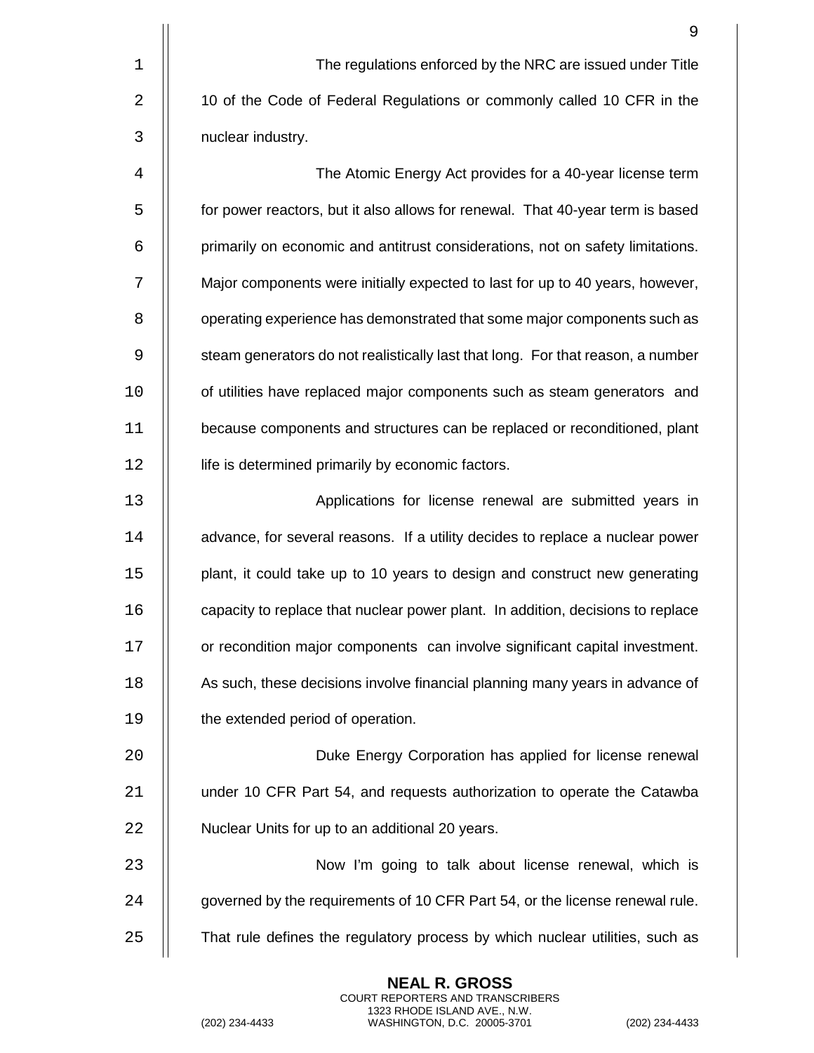The regulations enforced by the NRC are issued under Title 10 of the Code of Federal Regulations or commonly called 10 CFR in the nuclear industry.

The Atomic Energy Act provides for a 40-year license term for power reactors, but it also allows for renewal. That 40-year term is based primarily on economic and antitrust considerations, not on safety limitations. Major components were initially expected to last for up to 40 years, however, operating experience has demonstrated that some major components such as steam generators do not realistically last that long. For that reason, a number of utilities have replaced major components such as steam generators and because components and structures can be replaced or reconditioned, plant life is determined primarily by economic factors.

Applications for license renewal are submitted years in advance, for several reasons. If a utility decides to replace a nuclear power plant, it could take up to 10 years to design and construct new generating capacity to replace that nuclear power plant. In addition, decisions to replace or recondition major components can involve significant capital investment. As such, these decisions involve financial planning many years in advance of the extended period of operation.

Duke Energy Corporation has applied for license renewal under 10 CFR Part 54, and requests authorization to operate the Catawba Nuclear Units for up to an additional 20 years.

Now I'm going to talk about license renewal, which is governed by the requirements of 10 CFR Part 54, or the license renewal rule. That rule defines the regulatory process by which nuclear utilities, such as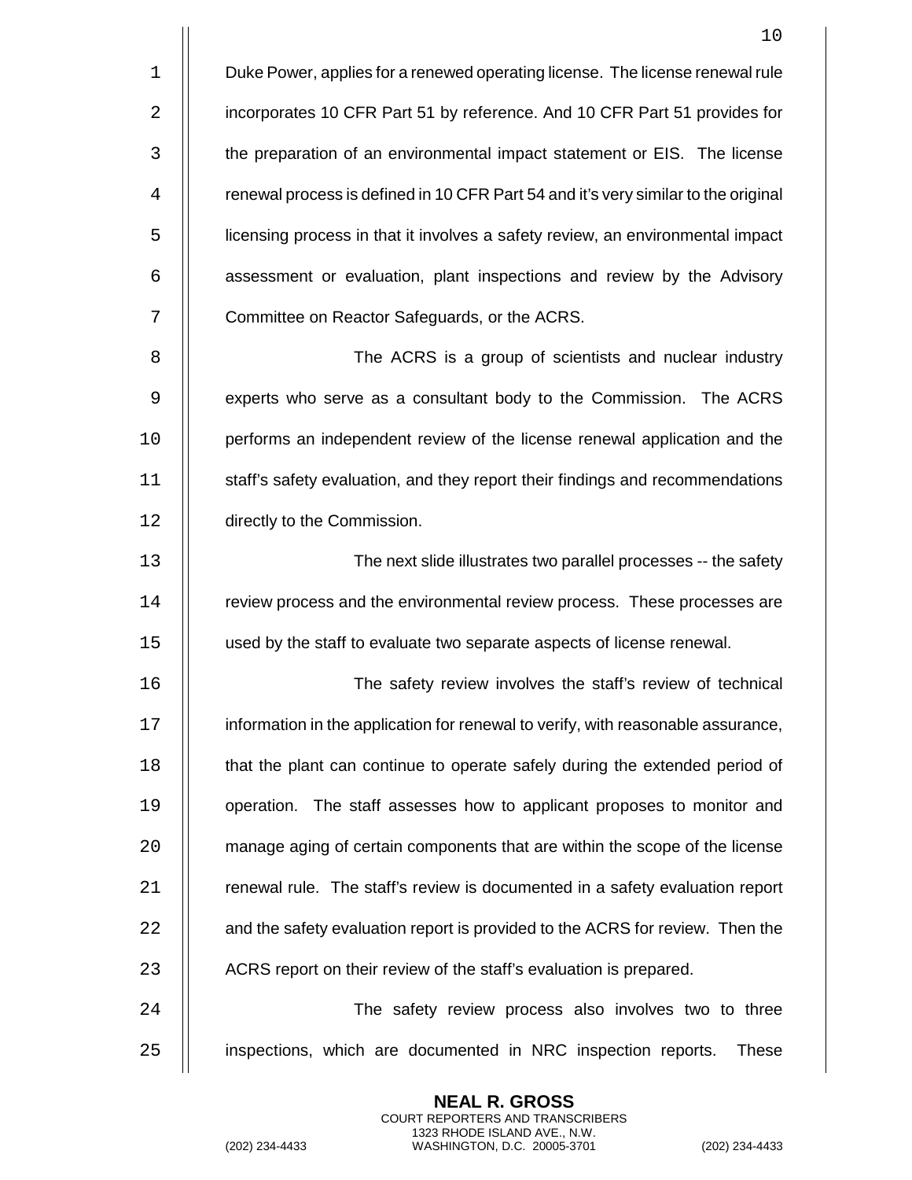Duke Power, applies for a renewed operating license. The license renewal rule incorporates 10 CFR Part 51 by reference. And 10 CFR Part 51 provides for the preparation of an environmental impact statement or EIS. The license renewal process is defined in 10 CFR Part 54 and it's very similar to the original licensing process in that it involves a safety review, an environmental impact assessment or evaluation, plant inspections and review by the Advisory Committee on Reactor Safeguards, or the ACRS.

The ACRS is a group of scientists and nuclear industry experts who serve as a consultant body to the Commission. The ACRS performs an independent review of the license renewal application and the staff's safety evaluation, and they report their findings and recommendations directly to the Commission.

The next slide illustrates two parallel processes -- the safety review process and the environmental review process. These processes are used by the staff to evaluate two separate aspects of license renewal.

The safety review involves the staff's review of technical information in the application for renewal to verify, with reasonable assurance, that the plant can continue to operate safely during the extended period of operation. The staff assesses how to applicant proposes to monitor and manage aging of certain components that are within the scope of the license renewal rule. The staff's review is documented in a safety evaluation report and the safety evaluation report is provided to the ACRS for review. Then the ACRS report on their review of the staff's evaluation is prepared.

The safety review process also involves two to three inspections, which are documented in NRC inspection reports. These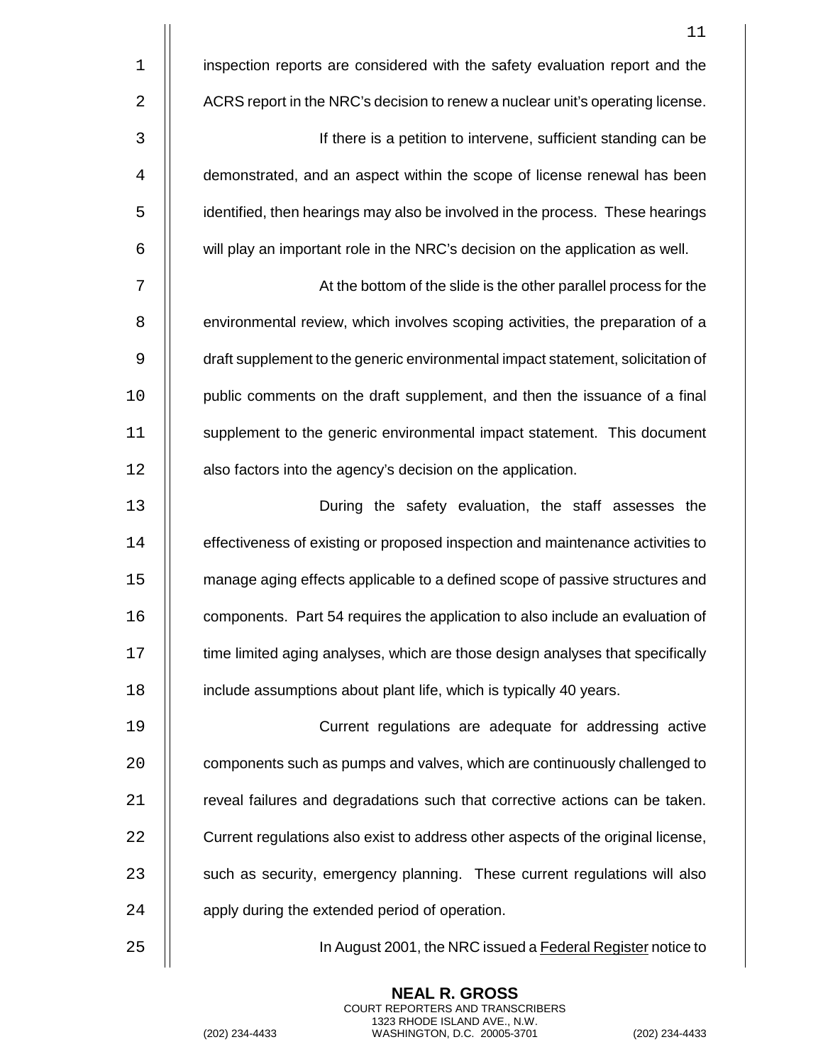inspection reports are considered with the safety evaluation report and the ACRS report in the NRC's decision to renew a nuclear unit's operating license.

If there is a petition to intervene, sufficient standing can be demonstrated, and an aspect within the scope of license renewal has been identified, then hearings may also be involved in the process. These hearings will play an important role in the NRC's decision on the application as well.

At the bottom of the slide is the other parallel process for the environmental review, which involves scoping activities, the preparation of a draft supplement to the generic environmental impact statement, solicitation of public comments on the draft supplement, and then the issuance of a final supplement to the generic environmental impact statement. This document also factors into the agency's decision on the application.

During the safety evaluation, the staff assesses the effectiveness of existing or proposed inspection and maintenance activities to manage aging effects applicable to a defined scope of passive structures and components. Part 54 requires the application to also include an evaluation of time limited aging analyses, which are those design analyses that specifically include assumptions about plant life, which is typically 40 years.

Current regulations are adequate for addressing active components such as pumps and valves, which are continuously challenged to reveal failures and degradations such that corrective actions can be taken. Current regulations also exist to address other aspects of the original license, such as security, emergency planning. These current regulations will also apply during the extended period of operation.

In August 2001, the NRC issued a Federal Register notice to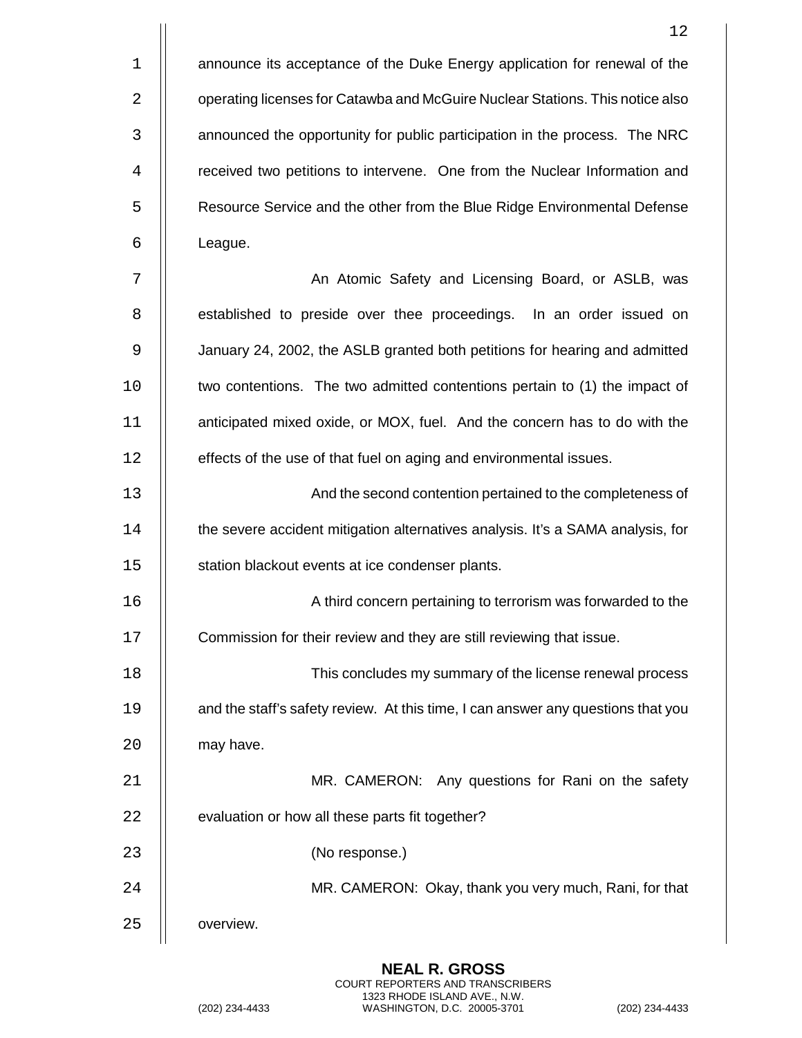announce its acceptance of the Duke Energy application for renewal of the operating licenses for Catawba and McGuire Nuclear Stations. This notice also announced the opportunity for public participation in the process. The NRC received two petitions to intervene. One from the Nuclear Information and Resource Service and the other from the Blue Ridge Environmental Defense League.

An Atomic Safety and Licensing Board, or ASLB, was established to preside over thee proceedings. In an order issued on January 24, 2002, the ASLB granted both petitions for hearing and admitted two contentions. The two admitted contentions pertain to (1) the impact of anticipated mixed oxide, or MOX, fuel. And the concern has to do with the effects of the use of that fuel on aging and environmental issues.

And the second contention pertained to the completeness of the severe accident mitigation alternatives analysis. It's a SAMA analysis, for station blackout events at ice condenser plants.

A third concern pertaining to terrorism was forwarded to the Commission for their review and they are still reviewing that issue.

This concludes my summary of the license renewal process and the staff's safety review. At this time, I can answer any questions that you may have.

MR. CAMERON: Any questions for Rani on the safety evaluation or how all these parts fit together?

(No response.)

MR. CAMERON: Okay, thank you very much, Rani, for that overview.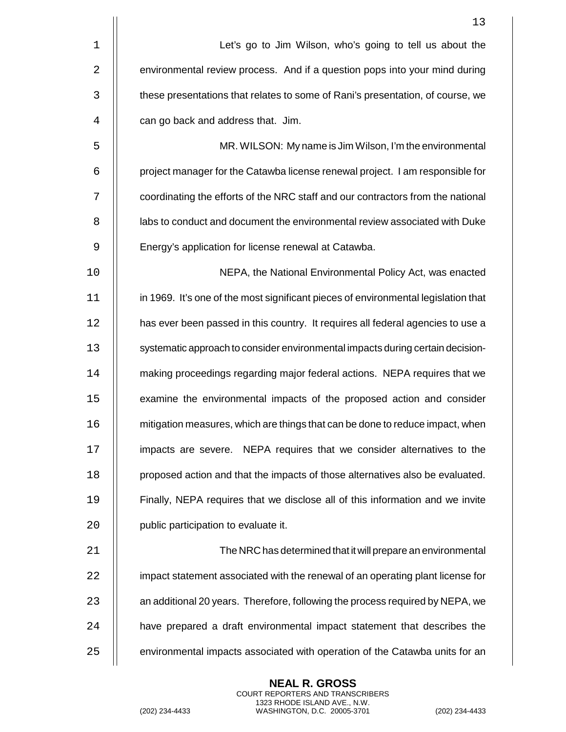Let's go to Jim Wilson, who's going to tell us about the environmental review process. And if a question pops into your mind during these presentations that relates to some of Rani's presentation, of course, we can go back and address that. Jim.

MR. WILSON: My name is Jim Wilson, I'm the environmental project manager for the Catawba license renewal project. I am responsible for coordinating the efforts of the NRC staff and our contractors from the national labs to conduct and document the environmental review associated with Duke Energy's application for license renewal at Catawba.

NEPA, the National Environmental Policy Act, was enacted in 1969. It's one of the most significant pieces of environmental legislation that has ever been passed in this country. It requires all federal agencies to use a systematic approach to consider environmental impacts during certain decision-making proceedings regarding major federal actions. NEPA requires that we examine the environmental impacts of the proposed action and consider mitigation measures, which are things that can be done to reduce impact, when impacts are severe. NEPA requires that we consider alternatives to the proposed action and that the impacts of those alternatives also be evaluated. Finally, NEPA requires that we disclose all of this information and we invite public participation to evaluate it.

The NRC has determined that it will prepare an environmental impact statement associated with the renewal of an operating plant license for an additional 20 years. Therefore, following the process required by NEPA, we have prepared a draft environmental impact statement that describes the environmental impacts associated with operation of the Catawba units for an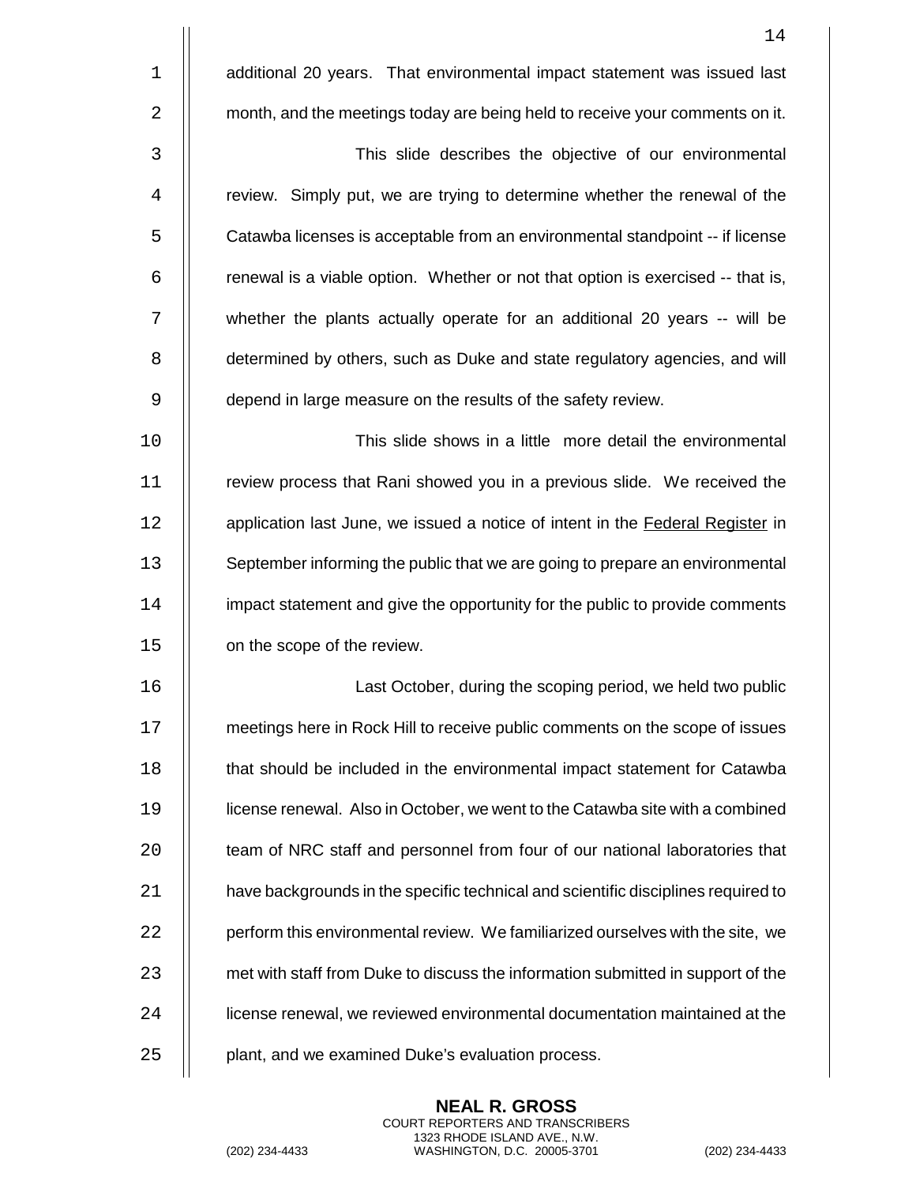additional 20 years. That environmental impact statement was issued last month, and the meetings today are being held to receive your comments on it.

This slide describes the objective of our environmental review. Simply put, we are trying to determine whether the renewal of the Catawba licenses is acceptable from an environmental standpoint -- if license renewal is a viable option. Whether or not that option is exercised -- that is, whether the plants actually operate for an additional 20 years -- will be determined by others, such as Duke and state regulatory agencies, and will depend in large measure on the results of the safety review.

This slide shows in a little more detail the environmental review process that Rani showed you in a previous slide. We received the application last June, we issued a notice of intent in the Federal Register in September informing the public that we are going to prepare an environmental impact statement and give the opportunity for the public to provide comments on the scope of the review.

Last October, during the scoping period, we held two public meetings here in Rock Hill to receive public comments on the scope of issues that should be included in the environmental impact statement for Catawba license renewal. Also in October, we went to the Catawba site with a combined team of NRC staff and personnel from four of our national laboratories that have backgrounds in the specific technical and scientific disciplines required to perform this environmental review. We familiarized ourselves with the site, we met with staff from Duke to discuss the information submitted in support of the license renewal, we reviewed environmental documentation maintained at the plant, and we examined Duke's evaluation process.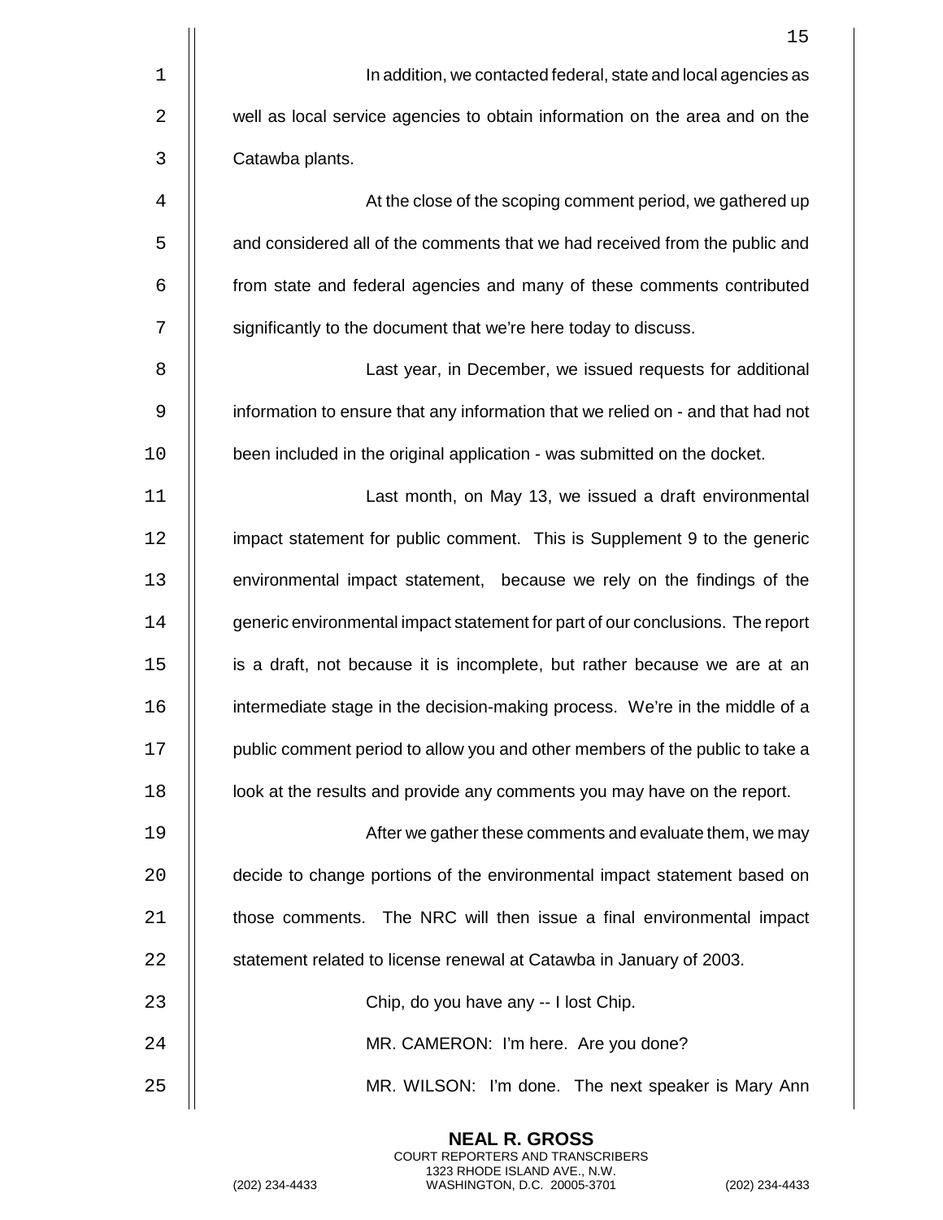In addition, we contacted federal, state and local agencies as well as local service agencies to obtain information on the area and on the Catawba plants.

At the close of the scoping comment period, we gathered up and considered all of the comments that we had received from the public and from state and federal agencies and many of these comments contributed significantly to the document that we're here today to discuss.

Last year, in December, we issued requests for additional information to ensure that any information that we relied on - and that had not been included in the original application - was submitted on the docket.

Last month, on May 13, we issued a draft environmental impact statement for public comment. This is Supplement 9 to the generic environmental impact statement, because we rely on the findings of the generic environmental impact statement for part of our conclusions. The report is a draft, not because it is incomplete, but rather because we are at an intermediate stage in the decision-making process. We're in the middle of a public comment period to allow you and other members of the public to take a look at the results and provide any comments you may have on the report.

After we gather these comments and evaluate them, we may decide to change portions of the environmental impact statement based on those comments. The NRC will then issue a final environmental impact statement related to license renewal at Catawba in January of 2003.

Chip, do you have any -- I lost Chip.

MR. CAMERON: I'm here. Are you done?

MR. WILSON: I'm done. The next speaker is Mary Ann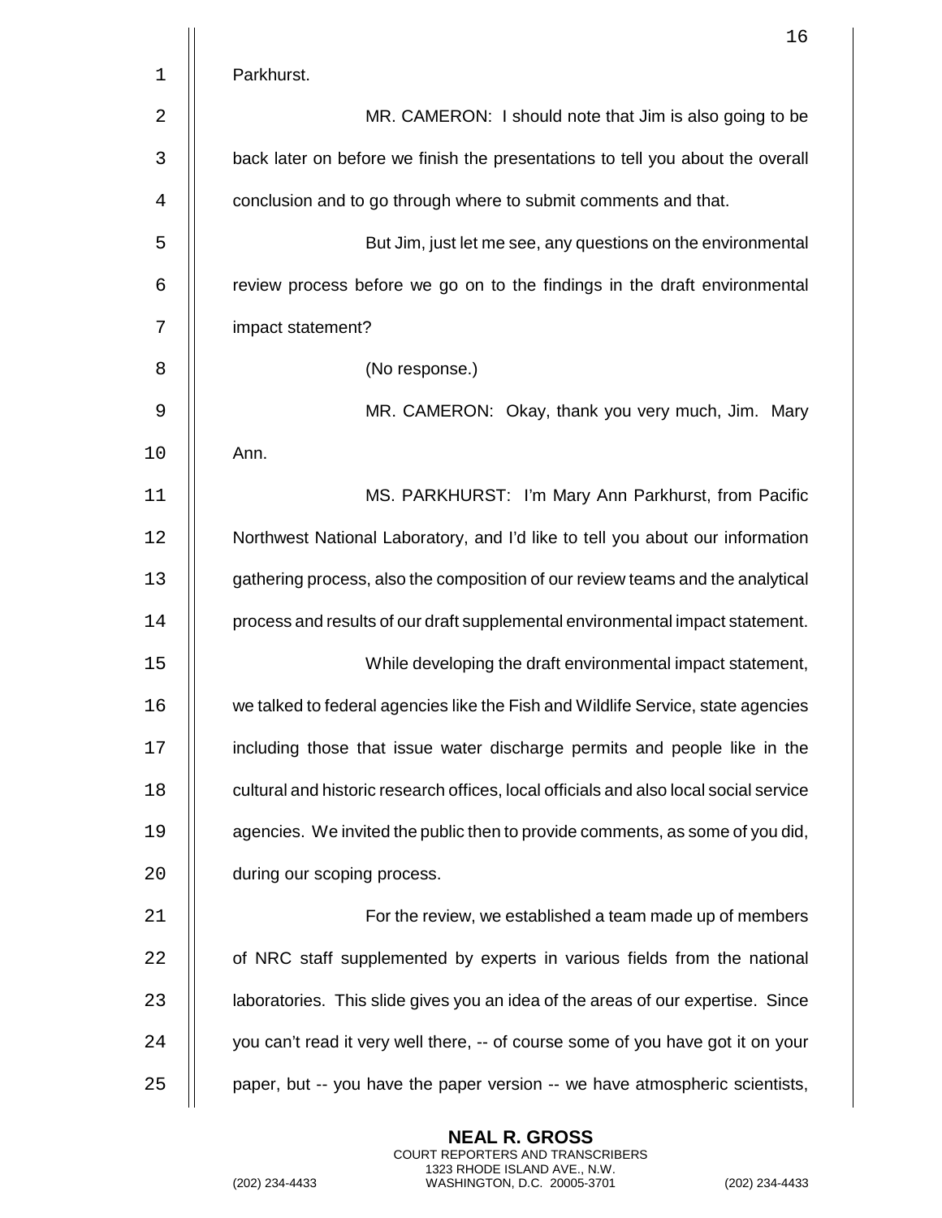Parkhurst.

MR. CAMERON: I should note that Jim is also going to be back later on before we finish the presentations to tell you about the overall conclusion and to go through where to submit comments and that.

But Jim, just let me see, any questions on the environmental review process before we go on to the findings in the draft environmental impact statement?

(No response.)

MR. CAMERON: Okay, thank you very much, Jim. Mary Ann.

MS. PARKHURST: I'm Mary Ann Parkhurst, from Pacific Northwest National Laboratory, and I'd like to tell you about our information gathering process, also the composition of our review teams and the analytical process and results of our draft supplemental environmental impact statement.

While developing the draft environmental impact statement, we talked to federal agencies like the Fish and Wildlife Service, state agencies including those that issue water discharge permits and people like in the cultural and historic research offices, local officials and also local social service agencies. We invited the public then to provide comments, as some of you did, during our scoping process.

For the review, we established a team made up of members of NRC staff supplemented by experts in various fields from the national laboratories. This slide gives you an idea of the areas of our expertise. Since you can't read it very well there, -- of course some of you have got it on your paper, but -- you have the paper version -- we have atmospheric scientists,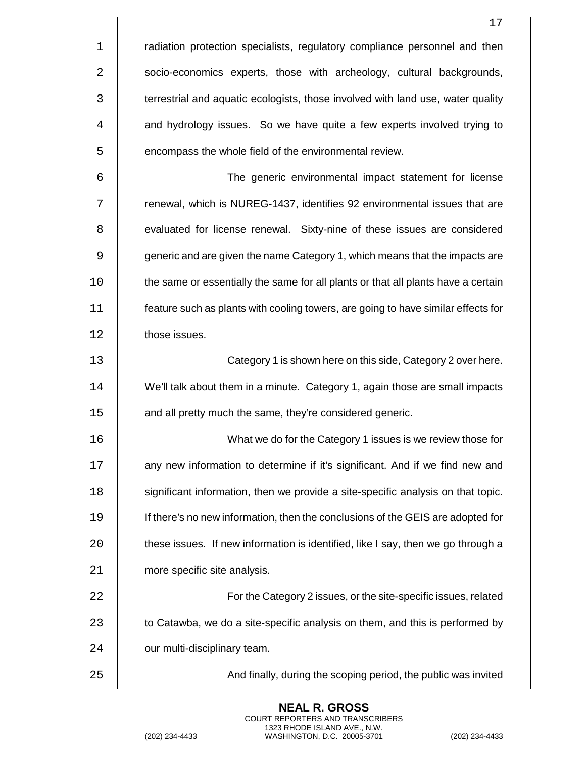radiation protection specialists, regulatory compliance personnel and then socio-economics experts, those with archeology, cultural backgrounds, terrestrial and aquatic ecologists, those involved with land use, water quality and hydrology issues. So we have quite a few experts involved trying to encompass the whole field of the environmental review.

The generic environmental impact statement for license renewal, which is NUREG-1437, identifies 92 environmental issues that are evaluated for license renewal. Sixty-nine of these issues are considered generic and are given the name Category 1, which means that the impacts are the same or essentially the same for all plants or that all plants have a certain feature such as plants with cooling towers, are going to have similar effects for those issues.

Category 1 is shown here on this side, Category 2 over here. We'll talk about them in a minute. Category 1, again those are small impacts and all pretty much the same, they're considered generic.

What we do for the Category 1 issues is we review those for any new information to determine if it's significant. And if we find new and significant information, then we provide a site-specific analysis on that topic. If there's no new information, then the conclusions of the GEIS are adopted for these issues. If new information is identified, like I say, then we go through a more specific site analysis.

For the Category 2 issues, or the site-specific issues, related to Catawba, we do a site-specific analysis on them, and this is performed by our multi-disciplinary team.

And finally, during the scoping period, the public was invited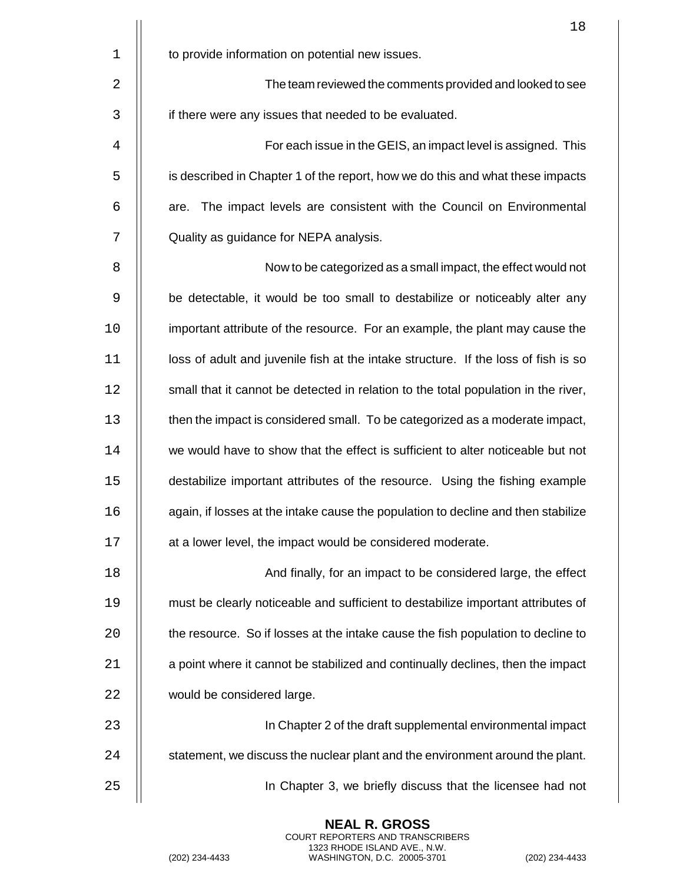to provide information on potential new issues.

The team reviewed the comments provided and looked to see if there were any issues that needed to be evaluated.

For each issue in the GEIS, an impact level is assigned. This is described in Chapter 1 of the report, how we do this and what these impacts are. The impact levels are consistent with the Council on Environmental Quality as guidance for NEPA analysis.

Now to be categorized as a small impact, the effect would not be detectable, it would be too small to destabilize or noticeably alter any important attribute of the resource. For an example, the plant may cause the loss of adult and juvenile fish at the intake structure. If the loss of fish is so small that it cannot be detected in relation to the total population in the river, then the impact is considered small. To be categorized as a moderate impact, we would have to show that the effect is sufficient to alter noticeable but not destabilize important attributes of the resource. Using the fishing example again, if losses at the intake cause the population to decline and then stabilize at a lower level, the impact would be considered moderate.

And finally, for an impact to be considered large, the effect must be clearly noticeable and sufficient to destabilize important attributes of the resource. So if losses at the intake cause the fish population to decline to a point where it cannot be stabilized and continually declines, then the impact would be considered large.

In Chapter 2 of the draft supplemental environmental impact statement, we discuss the nuclear plant and the environment around the plant.

In Chapter 3, we briefly discuss that the licensee had not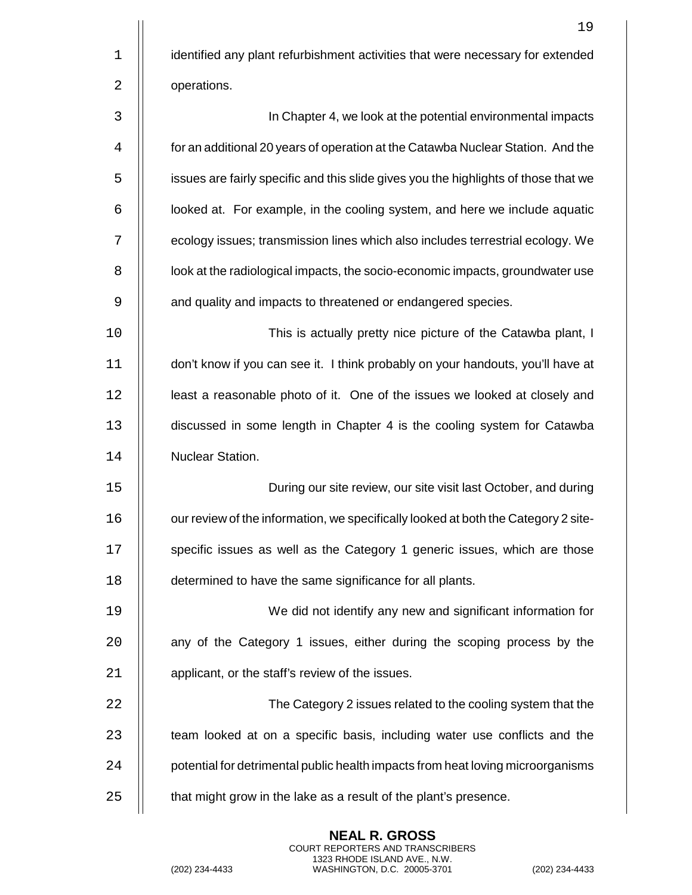identified any plant refurbishment activities that were necessary for extended operations.

In Chapter 4, we look at the potential environmental impacts for an additional 20 years of operation at the Catawba Nuclear Station. And the issues are fairly specific and this slide gives you the highlights of those that we looked at. For example, in the cooling system, and here we include aquatic ecology issues; transmission lines which also includes terrestrial ecology. We look at the radiological impacts, the socio-economic impacts, groundwater use and quality and impacts to threatened or endangered species.

This is actually pretty nice picture of the Catawba plant, I don't know if you can see it. I think probably on your handouts, you'll have at least a reasonable photo of it. One of the issues we looked at closely and discussed in some length in Chapter 4 is the cooling system for Catawba Nuclear Station.

During our site review, our site visit last October, and during our review of the information, we specifically looked at both the Category 2 site-specific issues as well as the Category 1 generic issues, which are those determined to have the same significance for all plants.

We did not identify any new and significant information for any of the Category 1 issues, either during the scoping process by the applicant, or the staff's review of the issues.

The Category 2 issues related to the cooling system that the team looked at on a specific basis, including water use conflicts and the potential for detrimental public health impacts from heat loving microorganisms that might grow in the lake as a result of the plant's presence.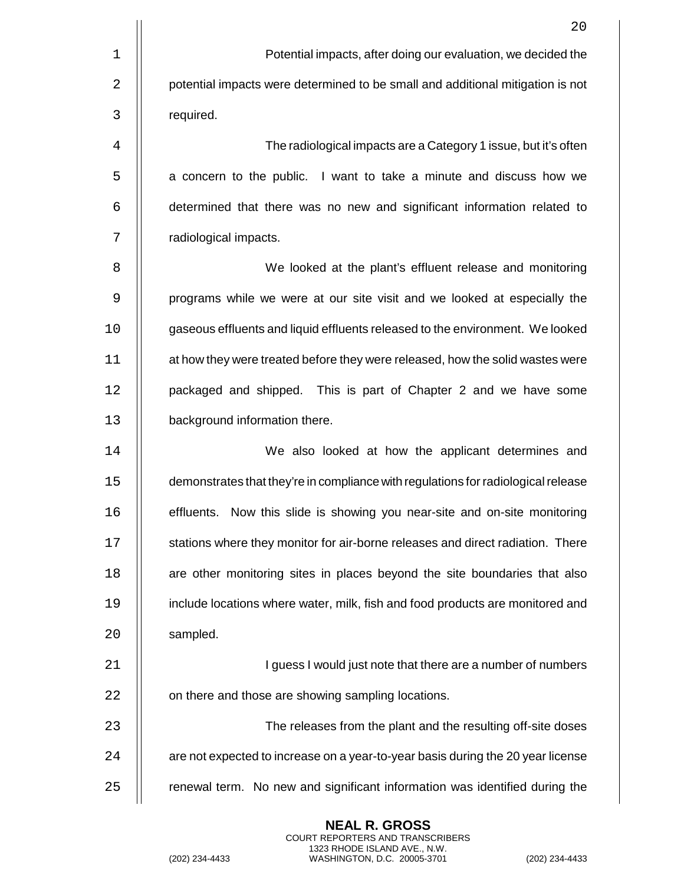Potential impacts, after doing our evaluation, we decided the potential impacts were determined to be small and additional mitigation is not required.

The radiological impacts are a Category 1 issue, but it's often a concern to the public. I want to take a minute and discuss how we determined that there was no new and significant information related to radiological impacts.

We looked at the plant's effluent release and monitoring programs while we were at our site visit and we looked at especially the gaseous effluents and liquid effluents released to the environment. We looked at how they were treated before they were released, how the solid wastes were packaged and shipped. This is part of Chapter 2 and we have some background information there.

We also looked at how the applicant determines and demonstrates that they're in compliance with regulations for radiological release effluents. Now this slide is showing you near-site and on-site monitoring stations where they monitor for air-borne releases and direct radiation. There are other monitoring sites in places beyond the site boundaries that also include locations where water, milk, fish and food products are monitored and sampled.

I guess I would just note that there are a number of numbers on there and those are showing sampling locations.

The releases from the plant and the resulting off-site doses are not expected to increase on a year-to-year basis during the 20 year license renewal term. No new and significant information was identified during the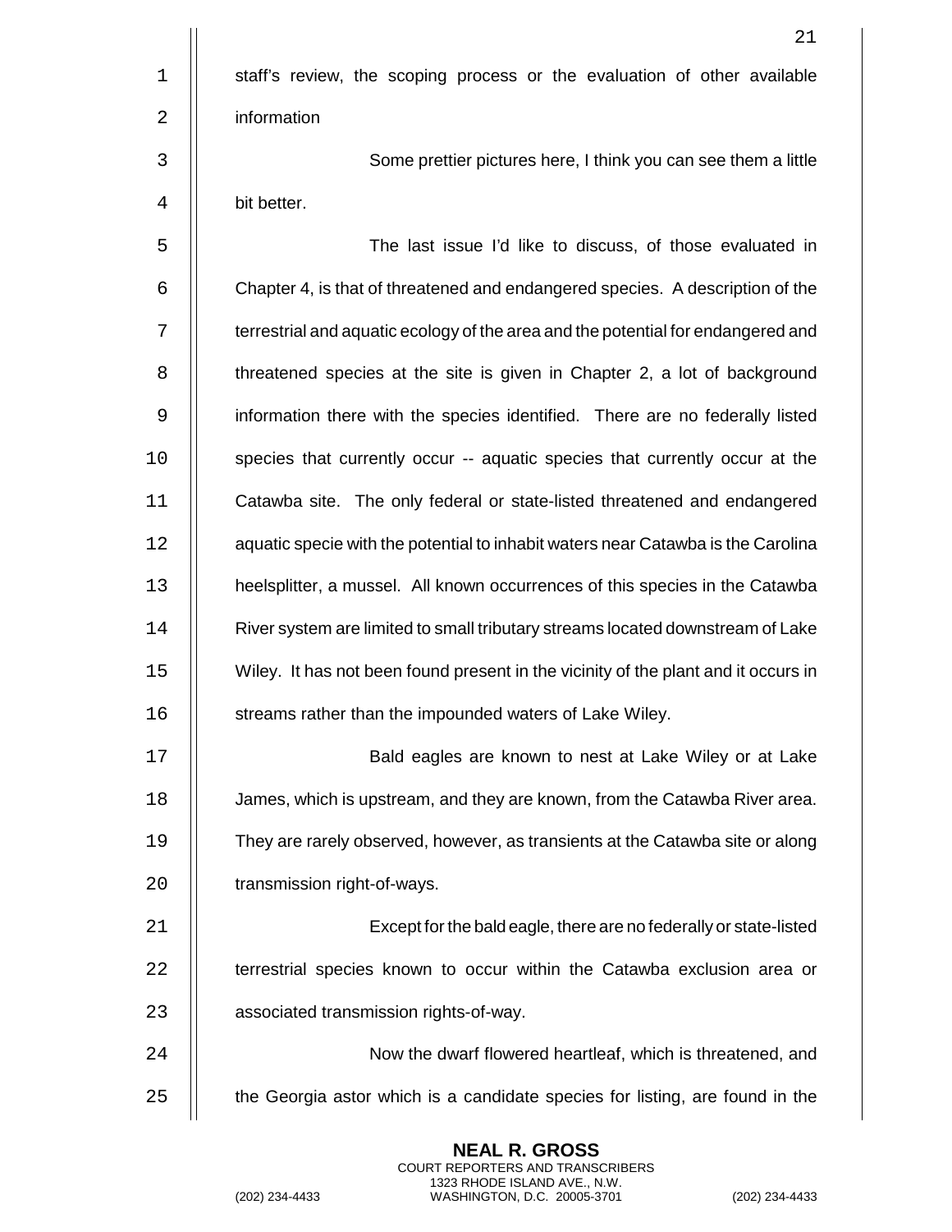staff's review, the scoping process or the evaluation of other available information

Some prettier pictures here, I think you can see them a little bit better.

The last issue I'd like to discuss, of those evaluated in Chapter 4, is that of threatened and endangered species. A description of the terrestrial and aquatic ecology of the area and the potential for endangered and threatened species at the site is given in Chapter 2, a lot of background information there with the species identified. There are no federally listed species that currently occur -- aquatic species that currently occur at the Catawba site. The only federal or state-listed threatened and endangered aquatic specie with the potential to inhabit waters near Catawba is the Carolina heelsplitter, a mussel. All known occurrences of this species in the Catawba River system are limited to small tributary streams located downstream of Lake Wiley. It has not been found present in the vicinity of the plant and it occurs in streams rather than the impounded waters of Lake Wiley.

Bald eagles are known to nest at Lake Wiley or at Lake James, which is upstream, and they are known, from the Catawba River area. They are rarely observed, however, as transients at the Catawba site or along transmission right-of-ways.

Except for the bald eagle, there are no federally or state-listed terrestrial species known to occur within the Catawba exclusion area or associated transmission rights-of-way.

Now the dwarf flowered heartleaf, which is threatened, and the Georgia astor which is a candidate species for listing, are found in the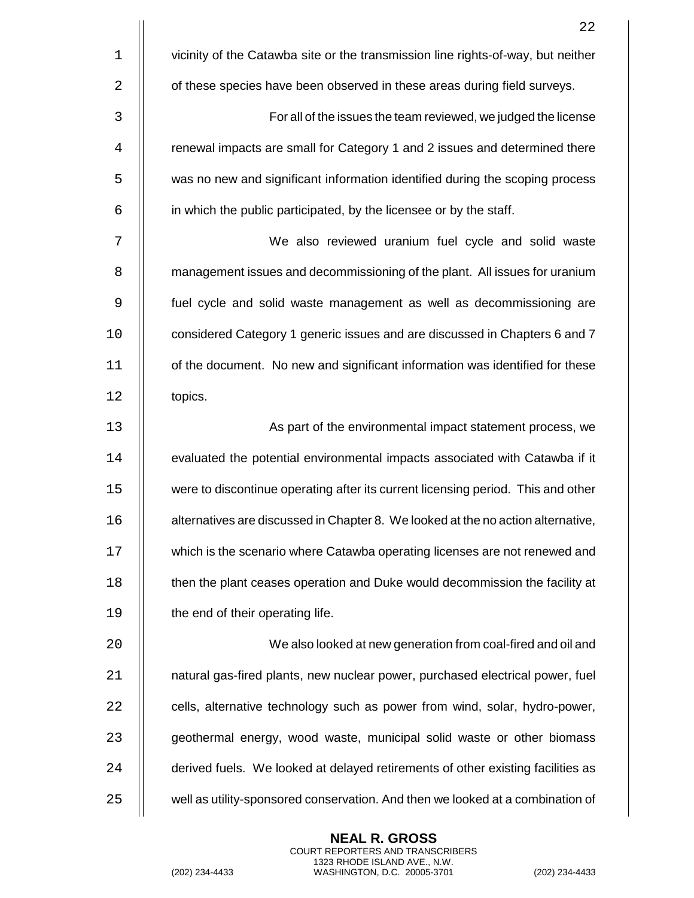vicinity of the Catawba site or the transmission line rights-of-way, but neither of these species have been observed in these areas during field surveys.

For all of the issues the team reviewed, we judged the license renewal impacts are small for Category 1 and 2 issues and determined there was no new and significant information identified during the scoping process in which the public participated, by the licensee or by the staff.

We also reviewed uranium fuel cycle and solid waste management issues and decommissioning of the plant. All issues for uranium fuel cycle and solid waste management as well as decommissioning are considered Category 1 generic issues and are discussed in Chapters 6 and 7 of the document. No new and significant information was identified for these topics.

As part of the environmental impact statement process, we evaluated the potential environmental impacts associated with Catawba if it were to discontinue operating after its current licensing period. This and other alternatives are discussed in Chapter 8. We looked at the no action alternative, which is the scenario where Catawba operating licenses are not renewed and then the plant ceases operation and Duke would decommission the facility at the end of their operating life.

We also looked at new generation from coal-fired and oil and natural gas-fired plants, new nuclear power, purchased electrical power, fuel cells, alternative technology such as power from wind, solar, hydro-power, geothermal energy, wood waste, municipal solid waste or other biomass derived fuels. We looked at delayed retirements of other existing facilities as well as utility-sponsored conservation. And then we looked at a combination of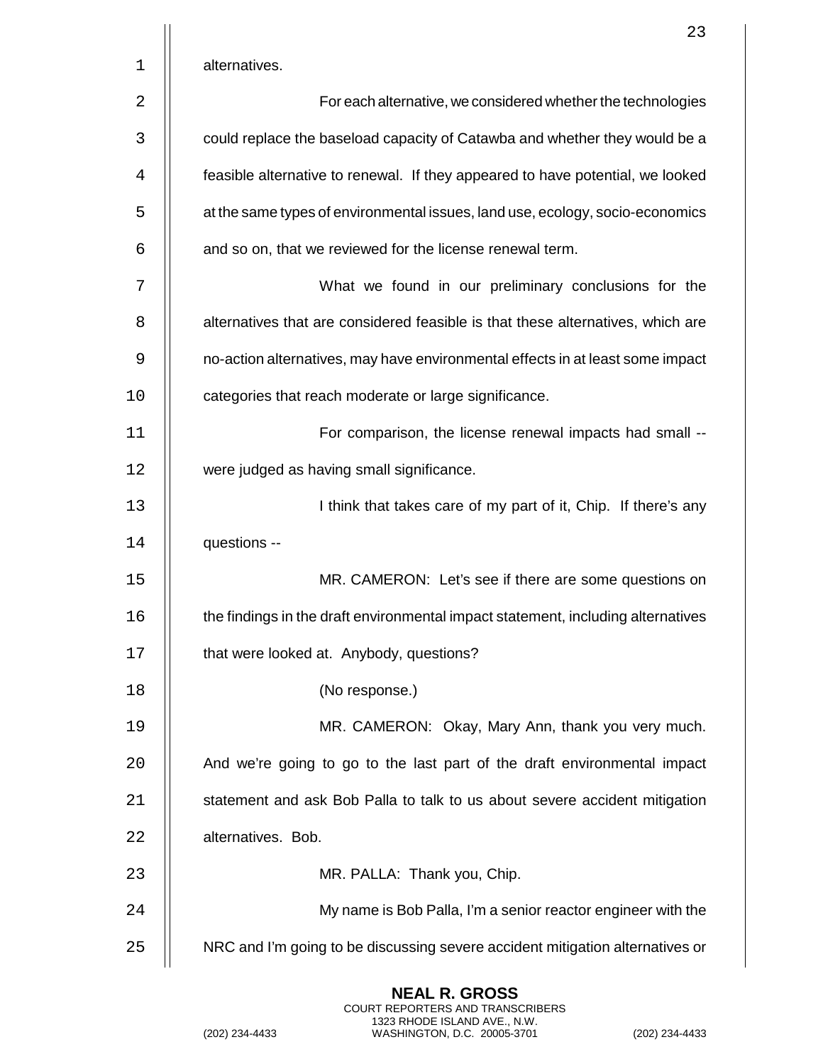alternatives.

For each alternative, we considered whether the technologies could replace the baseload capacity of Catawba and whether they would be a feasible alternative to renewal. If they appeared to have potential, we looked at the same types of environmental issues, land use, ecology, socio-economics and so on, that we reviewed for the license renewal term.

What we found in our preliminary conclusions for the alternatives that are considered feasible is that these alternatives, which are no-action alternatives, may have environmental effects in at least some impact categories that reach moderate or large significance.

For comparison, the license renewal impacts had small -- were judged as having small significance.

I think that takes care of my part of it, Chip. If there's any questions --

MR. CAMERON: Let's see if there are some questions on the findings in the draft environmental impact statement, including alternatives that were looked at. Anybody, questions?

(No response.)

MR. CAMERON: Okay, Mary Ann, thank you very much. And we're going to go to the last part of the draft environmental impact statement and ask Bob Palla to talk to us about severe accident mitigation alternatives. Bob.

MR. PALLA: Thank you, Chip.

My name is Bob Palla, I'm a senior reactor engineer with the NRC and I'm going to be discussing severe accident mitigation alternatives or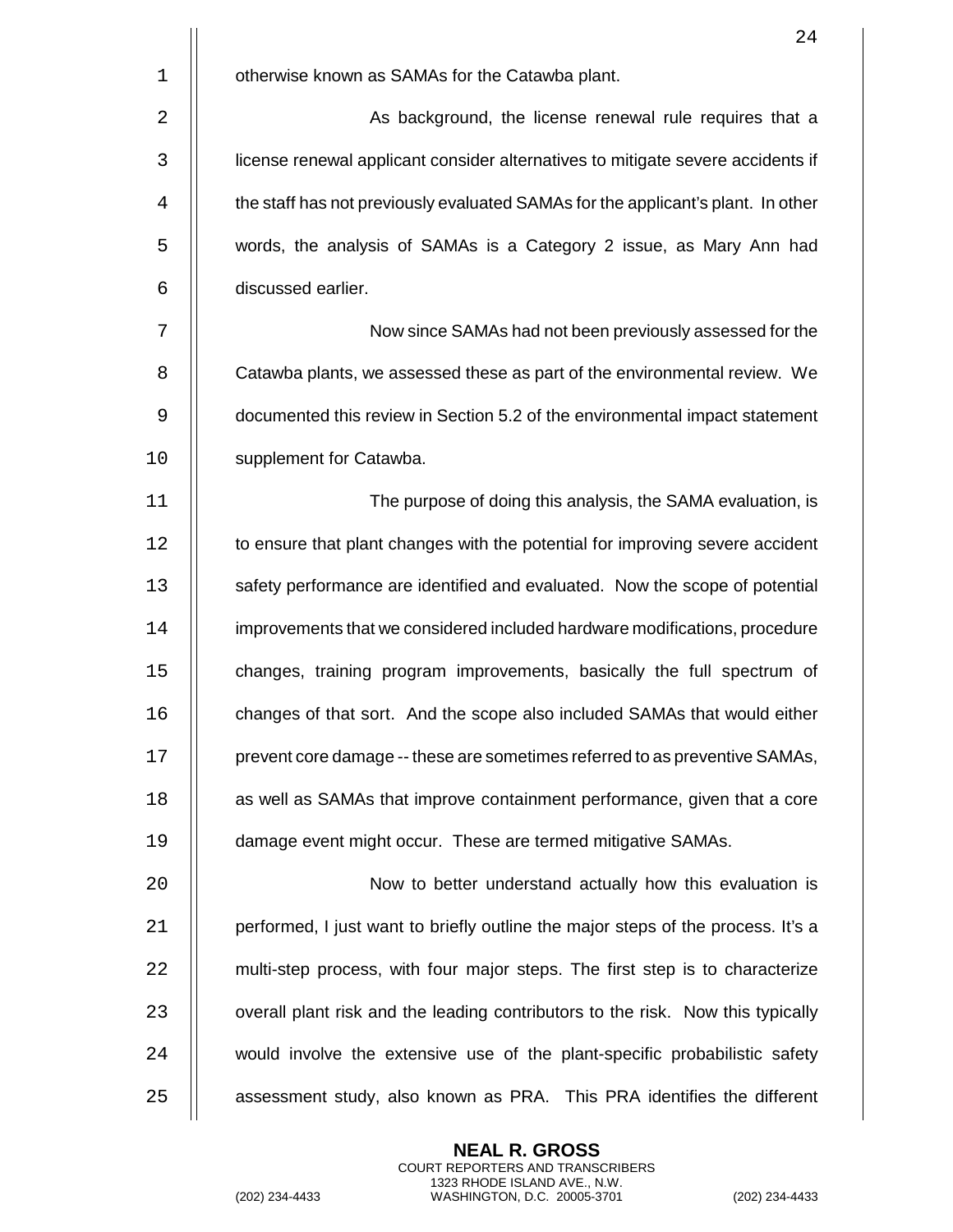otherwise known as SAMAs for the Catawba plant.

As background, the license renewal rule requires that a license renewal applicant consider alternatives to mitigate severe accidents if the staff has not previously evaluated SAMAs for the applicant's plant. In other words, the analysis of SAMAs is a Category 2 issue, as Mary Ann had discussed earlier.

Now since SAMAs had not been previously assessed for the Catawba plants, we assessed these as part of the environmental review. We documented this review in Section 5.2 of the environmental impact statement supplement for Catawba.

The purpose of doing this analysis, the SAMA evaluation, is to ensure that plant changes with the potential for improving severe accident safety performance are identified and evaluated. Now the scope of potential improvements that we considered included hardware modifications, procedure changes, training program improvements, basically the full spectrum of changes of that sort. And the scope also included SAMAs that would either prevent core damage -- these are sometimes referred to as preventive SAMAs, as well as SAMAs that improve containment performance, given that a core damage event might occur. These are termed mitigative SAMAs.

Now to better understand actually how this evaluation is performed, I just want to briefly outline the major steps of the process. It's a multi-step process, with four major steps. The first step is to characterize overall plant risk and the leading contributors to the risk. Now this typically would involve the extensive use of the plant-specific probabilistic safety assessment study, also known as PRA. This PRA identifies the different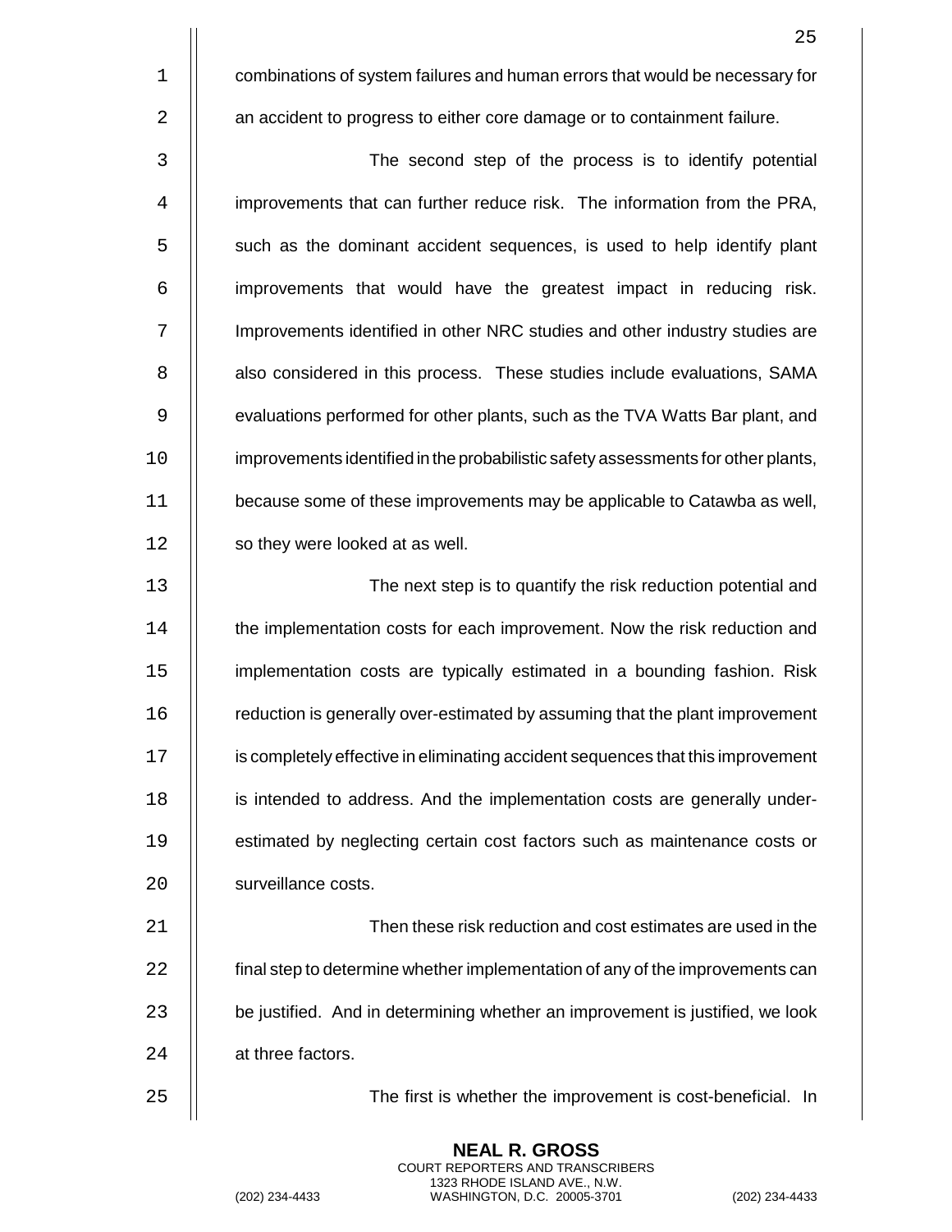combinations of system failures and human errors that would be necessary for an accident to progress to either core damage or to containment failure.

The second step of the process is to identify potential improvements that can further reduce risk. The information from the PRA, such as the dominant accident sequences, is used to help identify plant improvements that would have the greatest impact in reducing risk. Improvements identified in other NRC studies and other industry studies are also considered in this process. These studies include evaluations, SAMA evaluations performed for other plants, such as the TVA Watts Bar plant, and improvements identified in the probabilistic safety assessments for other plants, because some of these improvements may be applicable to Catawba as well, so they were looked at as well.

The next step is to quantify the risk reduction potential and the implementation costs for each improvement. Now the risk reduction and implementation costs are typically estimated in a bounding fashion. Risk reduction is generally over-estimated by assuming that the plant improvement is completely effective in eliminating accident sequences that this improvement is intended to address. And the implementation costs are generally under-estimated by neglecting certain cost factors such as maintenance costs or surveillance costs.

Then these risk reduction and cost estimates are used in the final step to determine whether implementation of any of the improvements can be justified. And in determining whether an improvement is justified, we look at three factors.

The first is whether the improvement is cost-beneficial. In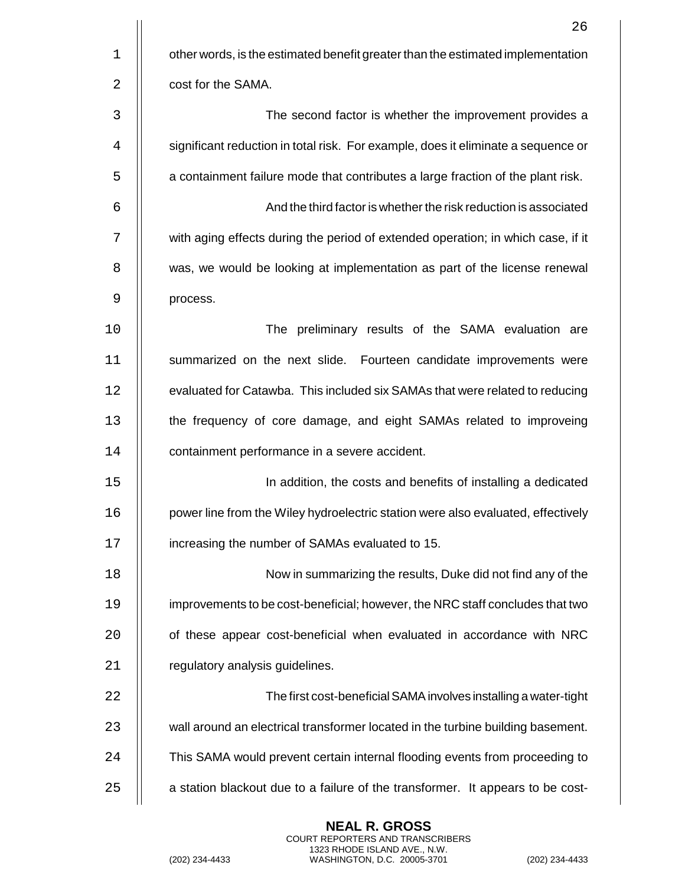other words, is the estimated benefit greater than the estimated implementation cost for the SAMA.

The second factor is whether the improvement provides a significant reduction in total risk. For example, does it eliminate a sequence or a containment failure mode that contributes a large fraction of the plant risk.

And the third factor is whether the risk reduction is associated with aging effects during the period of extended operation; in which case, if it was, we would be looking at implementation as part of the license renewal process.

The preliminary results of the SAMA evaluation are summarized on the next slide. Fourteen candidate improvements were evaluated for Catawba. This included six SAMAs that were related to reducing the frequency of core damage, and eight SAMAs related to improveing containment performance in a severe accident.

In addition, the costs and benefits of installing a dedicated power line from the Wiley hydroelectric station were also evaluated, effectively increasing the number of SAMAs evaluated to 15.

Now in summarizing the results, Duke did not find any of the improvements to be cost-beneficial; however, the NRC staff concludes that two of these appear cost-beneficial when evaluated in accordance with NRC regulatory analysis guidelines.

The first cost-beneficial SAMA involves installing a water-tight wall around an electrical transformer located in the turbine building basement. This SAMA would prevent certain internal flooding events from proceeding to a station blackout due to a failure of the transformer. It appears to be cost-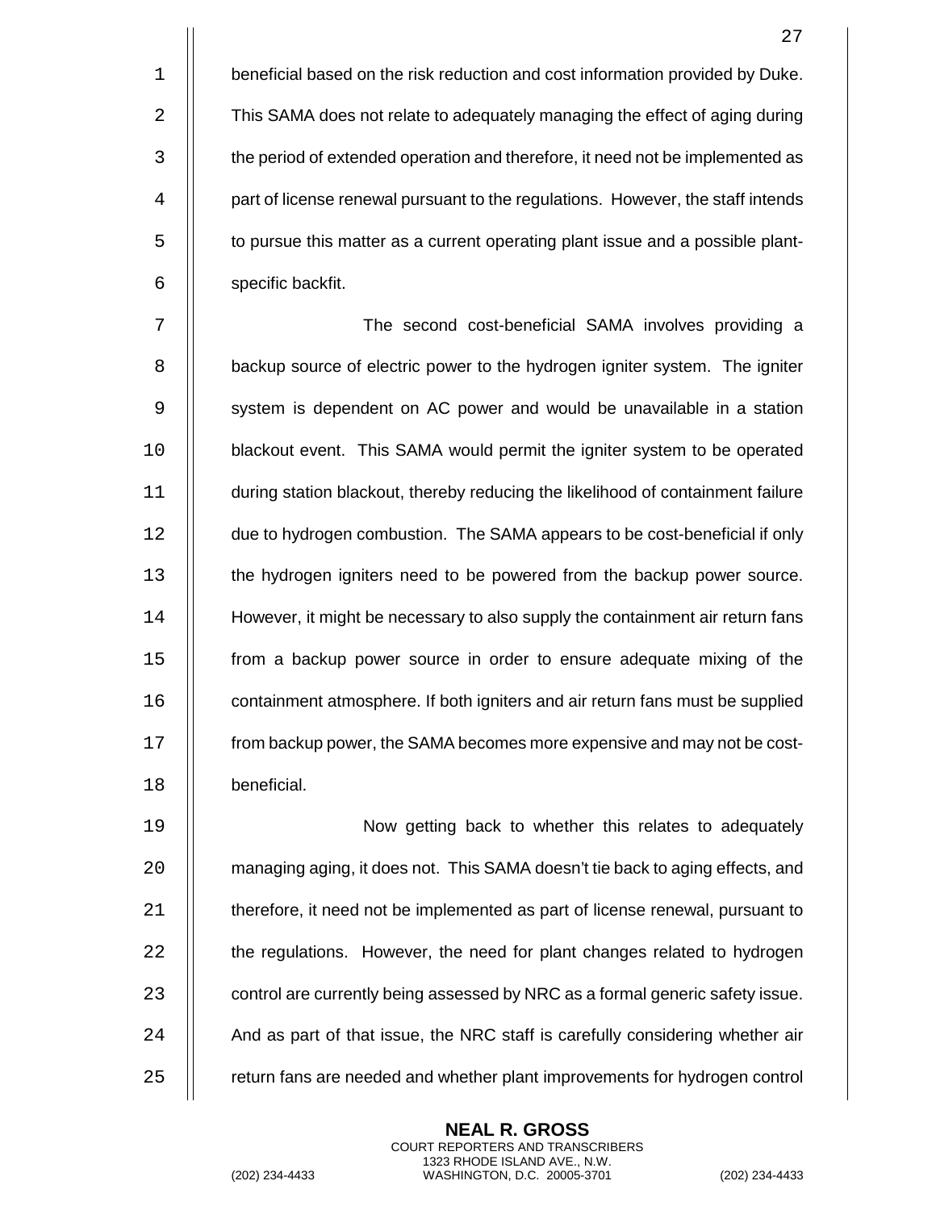beneficial based on the risk reduction and cost information provided by Duke. This SAMA does not relate to adequately managing the effect of aging during the period of extended operation and therefore, it need not be implemented as part of license renewal pursuant to the regulations. However, the staff intends to pursue this matter as a current operating plant issue and a possible plant-specific backfit.

The second cost-beneficial SAMA involves providing a backup source of electric power to the hydrogen igniter system. The igniter system is dependent on AC power and would be unavailable in a station blackout event. This SAMA would permit the igniter system to be operated during station blackout, thereby reducing the likelihood of containment failure due to hydrogen combustion. The SAMA appears to be cost-beneficial if only the hydrogen igniters need to be powered from the backup power source. However, it might be necessary to also supply the containment air return fans from a backup power source in order to ensure adequate mixing of the containment atmosphere. If both igniters and air return fans must be supplied from backup power, the SAMA becomes more expensive and may not be cost-beneficial.

Now getting back to whether this relates to adequately managing aging, it does not. This SAMA doesn't tie back to aging effects, and therefore, it need not be implemented as part of license renewal, pursuant to the regulations. However, the need for plant changes related to hydrogen control are currently being assessed by NRC as a formal generic safety issue. And as part of that issue, the NRC staff is carefully considering whether air return fans are needed and whether plant improvements for hydrogen control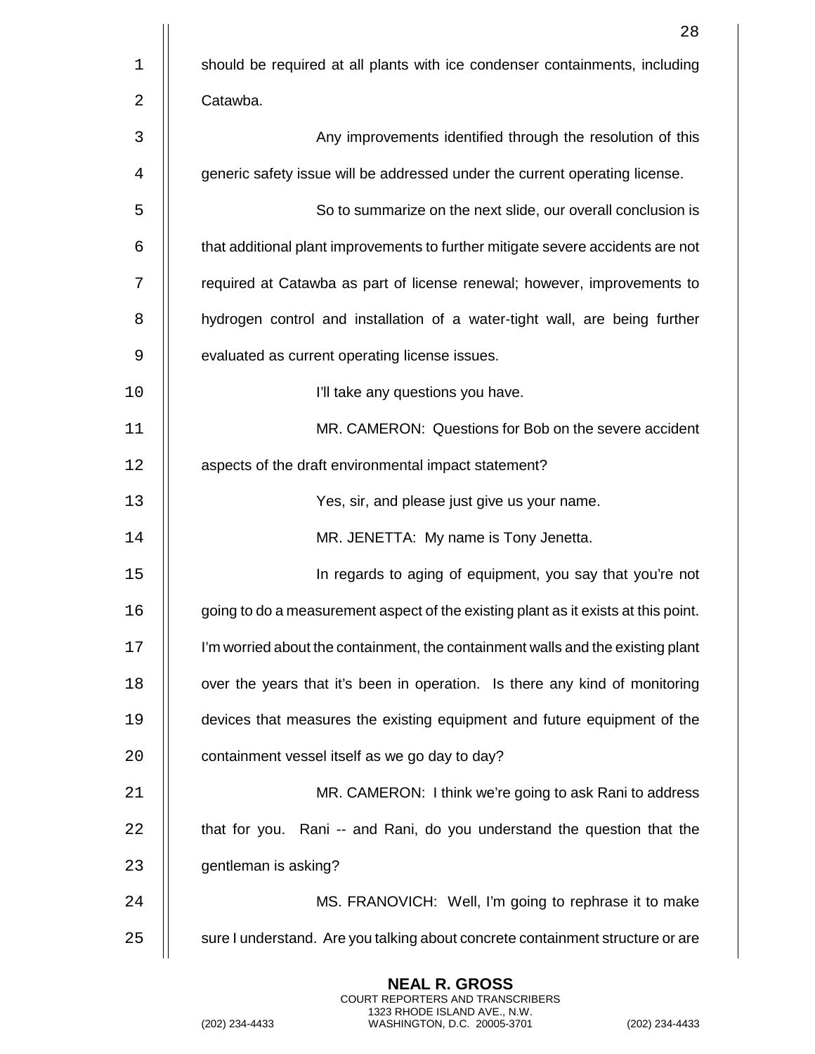should be required at all plants with ice condenser containments, including Catawba.

Any improvements identified through the resolution of this generic safety issue will be addressed under the current operating license.

So to summarize on the next slide, our overall conclusion is that additional plant improvements to further mitigate severe accidents are not required at Catawba as part of license renewal; however, improvements to hydrogen control and installation of a water-tight wall, are being further evaluated as current operating license issues.

I'll take any questions you have.

MR. CAMERON: Questions for Bob on the severe accident aspects of the draft environmental impact statement?

Yes, sir, and please just give us your name.

MR. JENETTA: My name is Tony Jenetta.

In regards to aging of equipment, you say that you're not going to do a measurement aspect of the existing plant as it exists at this point. I'm worried about the containment, the containment walls and the existing plant over the years that it's been in operation. Is there any kind of monitoring devices that measures the existing equipment and future equipment of the containment vessel itself as we go day to day?

MR. CAMERON: I think we're going to ask Rani to address that for you. Rani -- and Rani, do you understand the question that the gentleman is asking?

MS. FRANOVICH: Well, I'm going to rephrase it to make sure I understand. Are you talking about concrete containment structure or are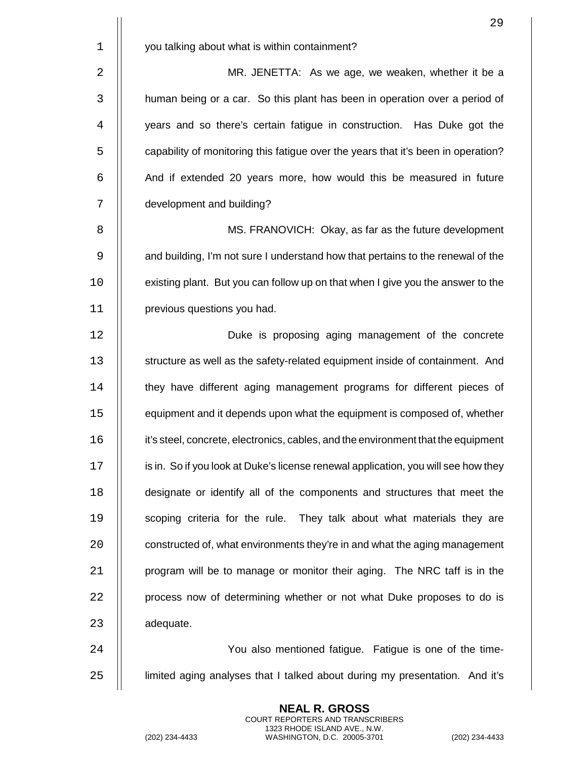you talking about what is within containment?

MR. JENETTA: As we age, we weaken, whether it be a human being or a car. So this plant has been in operation over a period of years and so there's certain fatigue in construction. Has Duke got the capability of monitoring this fatigue over the years that it's been in operation? And if extended 20 years more, how would this be measured in future development and building?

MS. FRANOVICH: Okay, as far as the future development and building, I'm not sure I understand how that pertains to the renewal of the existing plant. But you can follow up on that when I give you the answer to the previous questions you had.

Duke is proposing aging management of the concrete structure as well as the safety-related equipment inside of containment. And they have different aging management programs for different pieces of equipment and it depends upon what the equipment is composed of, whether it's steel, concrete, electronics, cables, and the environment that the equipment is in. So if you look at Duke's license renewal application, you will see how they designate or identify all of the components and structures that meet the scoping criteria for the rule. They talk about what materials they are constructed of, what environments they're in and what the aging management program will be to manage or monitor their aging. The NRC taff is in the process now of determining whether or not what Duke proposes to do is adequate.

You also mentioned fatigue. Fatigue is one of the time-limited aging analyses that I talked about during my presentation. And it's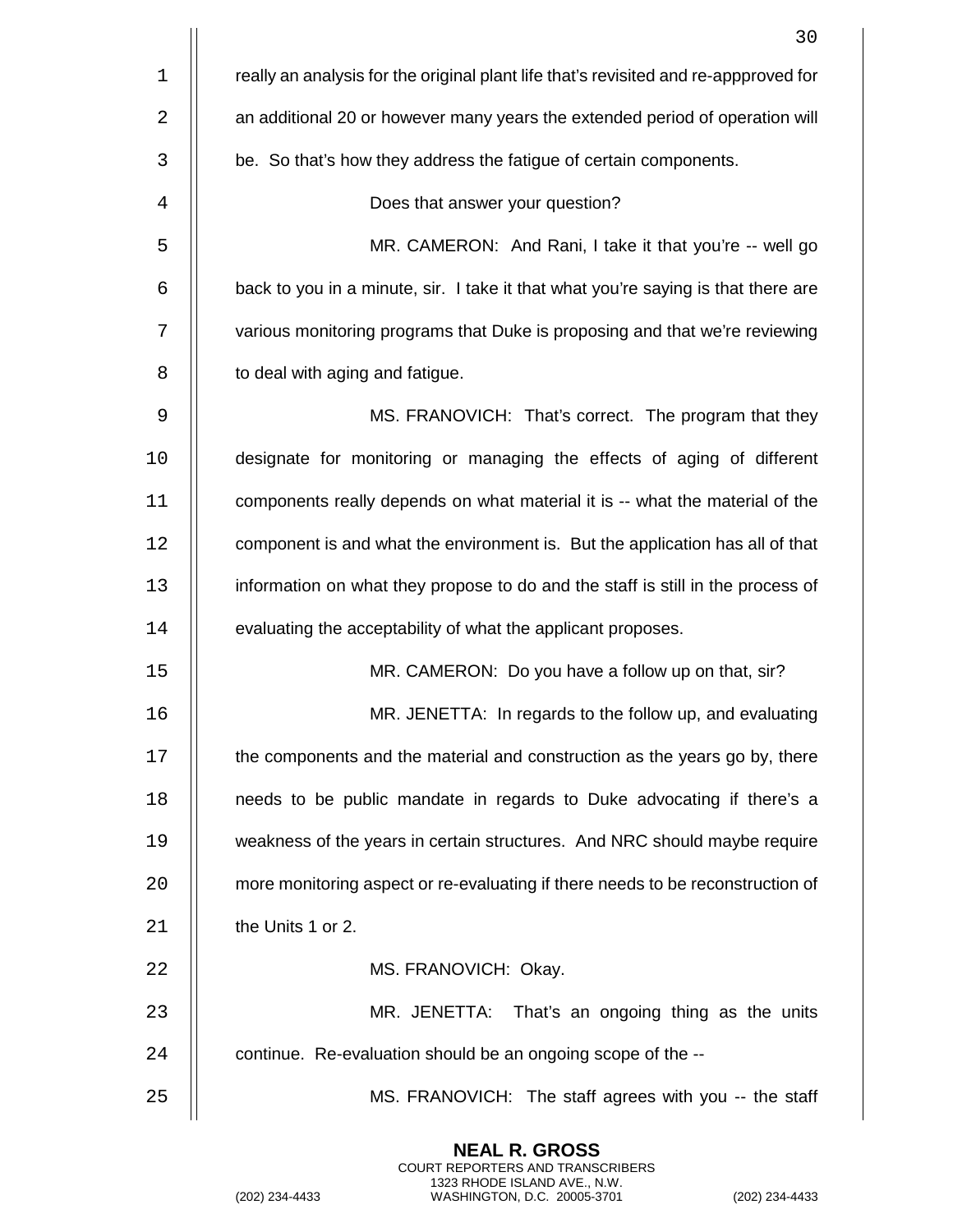really an analysis for the original plant life that's revisited and re-appproved for an additional 20 or however many years the extended period of operation will be. So that's how they address the fatigue of certain components.

Does that answer your question?

MR. CAMERON: And Rani, I take it that you're -- well go back to you in a minute, sir. I take it that what you're saying is that there are various monitoring programs that Duke is proposing and that we're reviewing to deal with aging and fatigue.

MS. FRANOVICH: That's correct. The program that they designate for monitoring or managing the effects of aging of different components really depends on what material it is -- what the material of the component is and what the environment is. But the application has all of that information on what they propose to do and the staff is still in the process of evaluating the acceptability of what the applicant proposes.

MR. CAMERON: Do you have a follow up on that, sir?

MR. JENETTA: In regards to the follow up, and evaluating the components and the material and construction as the years go by, there needs to be public mandate in regards to Duke advocating if there's a weakness of the years in certain structures. And NRC should maybe require more monitoring aspect or re-evaluating if there needs to be reconstruction of the Units 1 or 2.

MS. FRANOVICH: Okay.

MR. JENETTA: That's an ongoing thing as the units continue. Re-evaluation should be an ongoing scope of the --

MS. FRANOVICH: The staff agrees with you -- the staff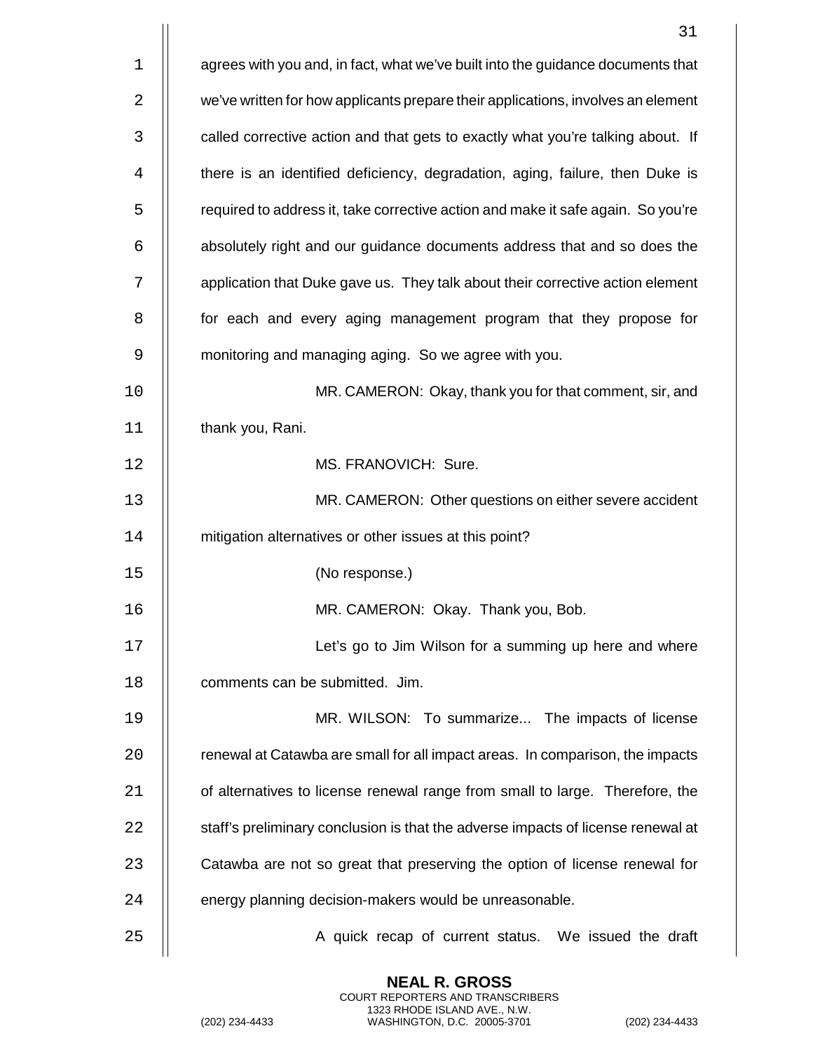agrees with you and, in fact, what we've built into the guidance documents that we've written for how applicants prepare their applications, involves an element called corrective action and that gets to exactly what you're talking about. If there is an identified deficiency, degradation, aging, failure, then Duke is required to address it, take corrective action and make it safe again. So you're absolutely right and our guidance documents address that and so does the application that Duke gave us. They talk about their corrective action element for each and every aging management program that they propose for monitoring and managing aging. So we agree with you.

MR. CAMERON: Okay, thank you for that comment, sir, and thank you, Rani.

MS. FRANOVICH: Sure.

MR. CAMERON: Other questions on either severe accident mitigation alternatives or other issues at this point?

(No response.)

MR. CAMERON: Okay. Thank you, Bob.

Let's go to Jim Wilson for a summing up here and where comments can be submitted. Jim.

MR. WILSON: To summarize... The impacts of license renewal at Catawba are small for all impact areas. In comparison, the impacts of alternatives to license renewal range from small to large. Therefore, the staff's preliminary conclusion is that the adverse impacts of license renewal at Catawba are not so great that preserving the option of license renewal for energy planning decision-makers would be unreasonable.

A quick recap of current status. We issued the draft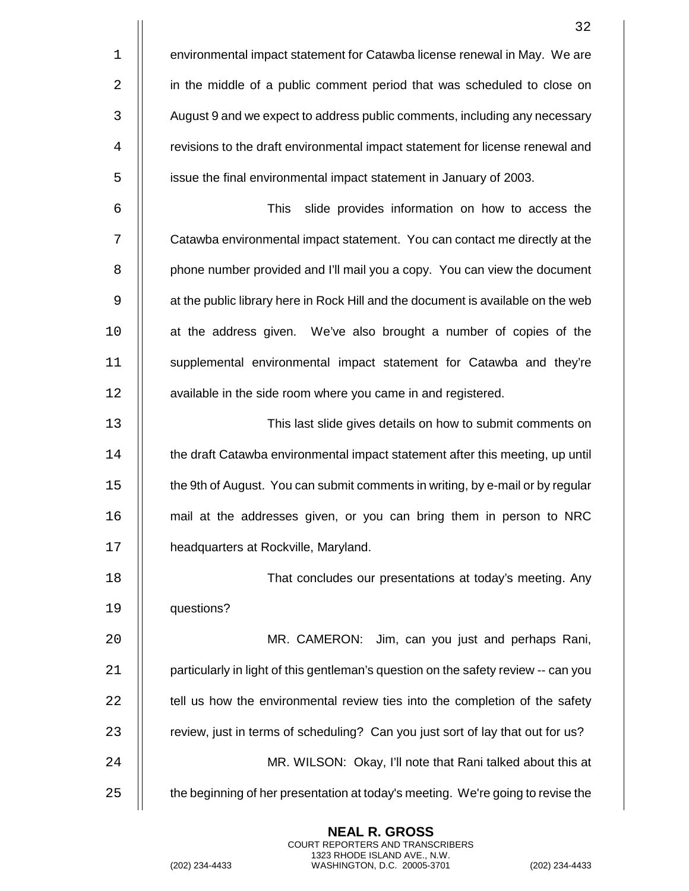environmental impact statement for Catawba license renewal in May. We are in the middle of a public comment period that was scheduled to close on August 9 and we expect to address public comments, including any necessary revisions to the draft environmental impact statement for license renewal and issue the final environmental impact statement in January of 2003.

This slide provides information on how to access the Catawba environmental impact statement. You can contact me directly at the phone number provided and I'll mail you a copy. You can view the document at the public library here in Rock Hill and the document is available on the web at the address given. We've also brought a number of copies of the supplemental environmental impact statement for Catawba and they're available in the side room where you came in and registered.

This last slide gives details on how to submit comments on the draft Catawba environmental impact statement after this meeting, up until the 9th of August. You can submit comments in writing, by e-mail or by regular mail at the addresses given, or you can bring them in person to NRC headquarters at Rockville, Maryland.

That concludes our presentations at today's meeting. Any questions?

MR. CAMERON: Jim, can you just and perhaps Rani, particularly in light of this gentleman's question on the safety review -- can you tell us how the environmental review ties into the completion of the safety review, just in terms of scheduling? Can you just sort of lay that out for us?

MR. WILSON: Okay, I'll note that Rani talked about this at the beginning of her presentation at today's meeting. We're going to revise the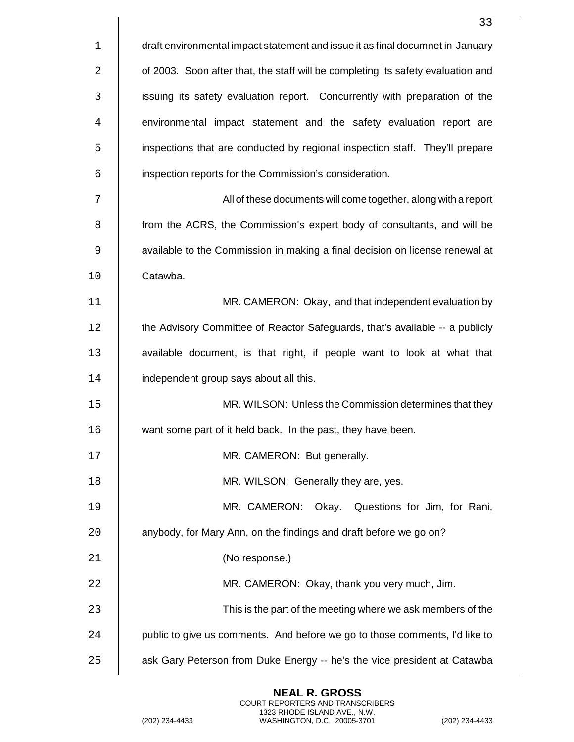draft environmental impact statement and issue it as final documnet in January of 2003. Soon after that, the staff will be completing its safety evaluation and issuing its safety evaluation report. Concurrently with preparation of the environmental impact statement and the safety evaluation report are inspections that are conducted by regional inspection staff. They'll prepare inspection reports for the Commission's consideration.

All of these documents will come together, along with a report from the ACRS, the Commission's expert body of consultants, and will be available to the Commission in making a final decision on license renewal at Catawba.

MR. CAMERON: Okay, and that independent evaluation by the Advisory Committee of Reactor Safeguards, that's available -- a publicly available document, is that right, if people want to look at what that independent group says about all this.

MR. WILSON: Unless the Commission determines that they want some part of it held back. In the past, they have been.

MR. CAMERON: But generally.

MR. WILSON: Generally they are, yes.

MR. CAMERON: Okay. Questions for Jim, for Rani, anybody, for Mary Ann, on the findings and draft before we go on?

(No response.)

MR. CAMERON: Okay, thank you very much, Jim.

This is the part of the meeting where we ask members of the public to give us comments. And before we go to those comments, I'd like to ask Gary Peterson from Duke Energy -- he's the vice president at Catawba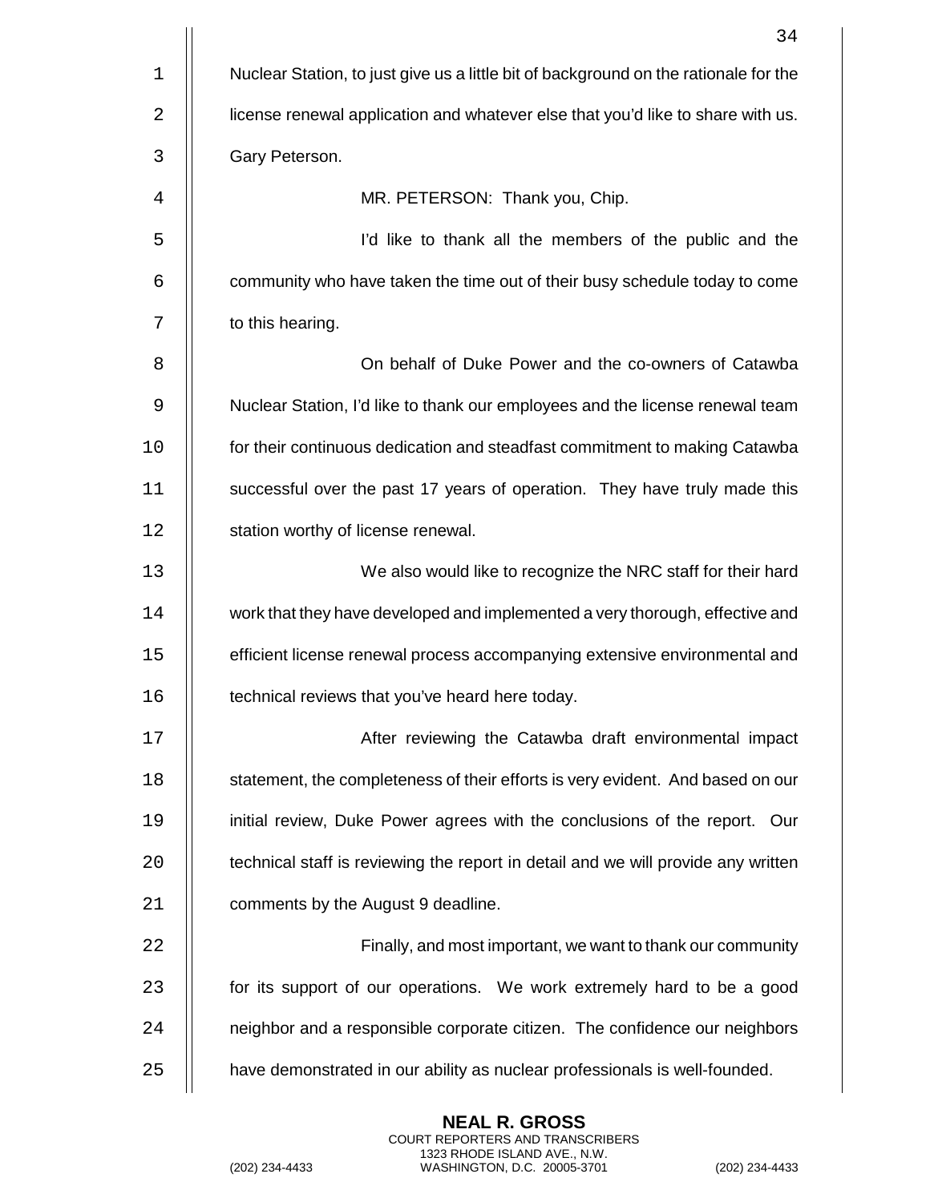Nuclear Station, to just give us a little bit of background on the rationale for the license renewal application and whatever else that you'd like to share with us. Gary Peterson.

MR. PETERSON: Thank you, Chip.

I'd like to thank all the members of the public and the community who have taken the time out of their busy schedule today to come to this hearing.

On behalf of Duke Power and the co-owners of Catawba Nuclear Station, I'd like to thank our employees and the license renewal team for their continuous dedication and steadfast commitment to making Catawba successful over the past 17 years of operation. They have truly made this station worthy of license renewal.

We also would like to recognize the NRC staff for their hard work that they have developed and implemented a very thorough, effective and efficient license renewal process accompanying extensive environmental and technical reviews that you've heard here today.

After reviewing the Catawba draft environmental impact statement, the completeness of their efforts is very evident. And based on our initial review, Duke Power agrees with the conclusions of the report. Our technical staff is reviewing the report in detail and we will provide any written comments by the August 9 deadline.

Finally, and most important, we want to thank our community for its support of our operations. We work extremely hard to be a good neighbor and a responsible corporate citizen. The confidence our neighbors have demonstrated in our ability as nuclear professionals is well-founded.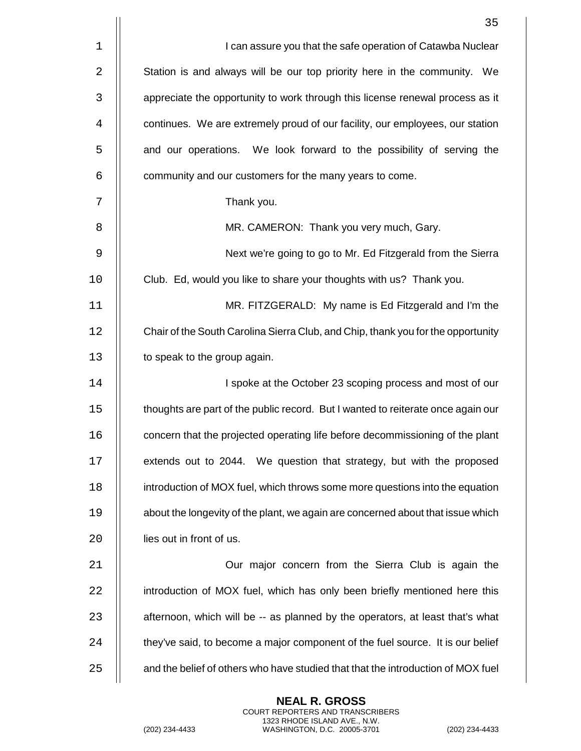I can assure you that the safe operation of Catawba Nuclear Station is and always will be our top priority here in the community. We appreciate the opportunity to work through this license renewal process as it continues. We are extremely proud of our facility, our employees, our station and our operations. We look forward to the possibility of serving the community and our customers for the many years to come.

Thank you.

MR. CAMERON: Thank you very much, Gary.

Next we're going to go to Mr. Ed Fitzgerald from the Sierra Club. Ed, would you like to share your thoughts with us? Thank you.

MR. FITZGERALD: My name is Ed Fitzgerald and I'm the Chair of the South Carolina Sierra Club, and Chip, thank you for the opportunity to speak to the group again.

I spoke at the October 23 scoping process and most of our thoughts are part of the public record. But I wanted to reiterate once again our concern that the projected operating life before decommissioning of the plant extends out to 2044. We question that strategy, but with the proposed introduction of MOX fuel, which throws some more questions into the equation about the longevity of the plant, we again are concerned about that issue which lies out in front of us.

Our major concern from the Sierra Club is again the introduction of MOX fuel, which has only been briefly mentioned here this afternoon, which will be -- as planned by the operators, at least that's what they've said, to become a major component of the fuel source. It is our belief and the belief of others who have studied that that the introduction of MOX fuel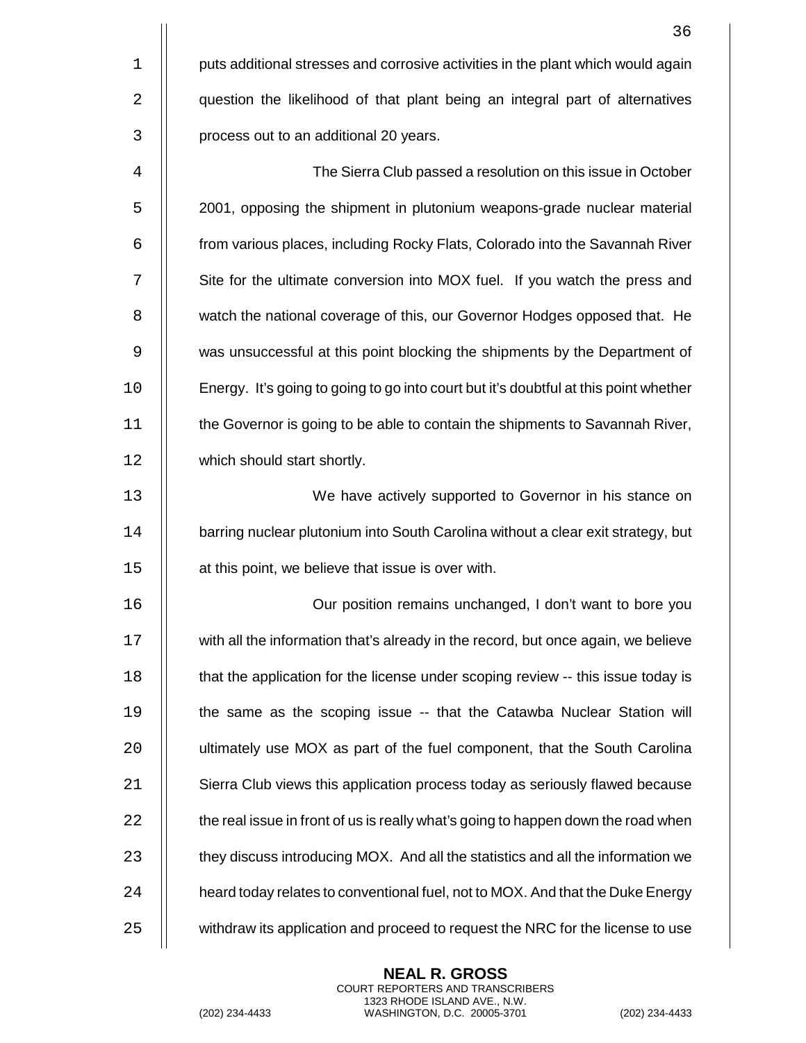puts additional stresses and corrosive activities in the plant which would again question the likelihood of that plant being an integral part of alternatives process out to an additional 20 years.

The Sierra Club passed a resolution on this issue in October 2001, opposing the shipment in plutonium weapons-grade nuclear material from various places, including Rocky Flats, Colorado into the Savannah River Site for the ultimate conversion into MOX fuel. If you watch the press and watch the national coverage of this, our Governor Hodges opposed that. He was unsuccessful at this point blocking the shipments by the Department of Energy. It's going to going to go into court but it's doubtful at this point whether the Governor is going to be able to contain the shipments to Savannah River, which should start shortly.

We have actively supported to Governor in his stance on barring nuclear plutonium into South Carolina without a clear exit strategy, but at this point, we believe that issue is over with.

Our position remains unchanged, I don't want to bore you with all the information that's already in the record, but once again, we believe that the application for the license under scoping review -- this issue today is the same as the scoping issue -- that the Catawba Nuclear Station will ultimately use MOX as part of the fuel component, that the South Carolina Sierra Club views this application process today as seriously flawed because the real issue in front of us is really what's going to happen down the road when they discuss introducing MOX. And all the statistics and all the information we heard today relates to conventional fuel, not to MOX. And that the Duke Energy withdraw its application and proceed to request the NRC for the license to use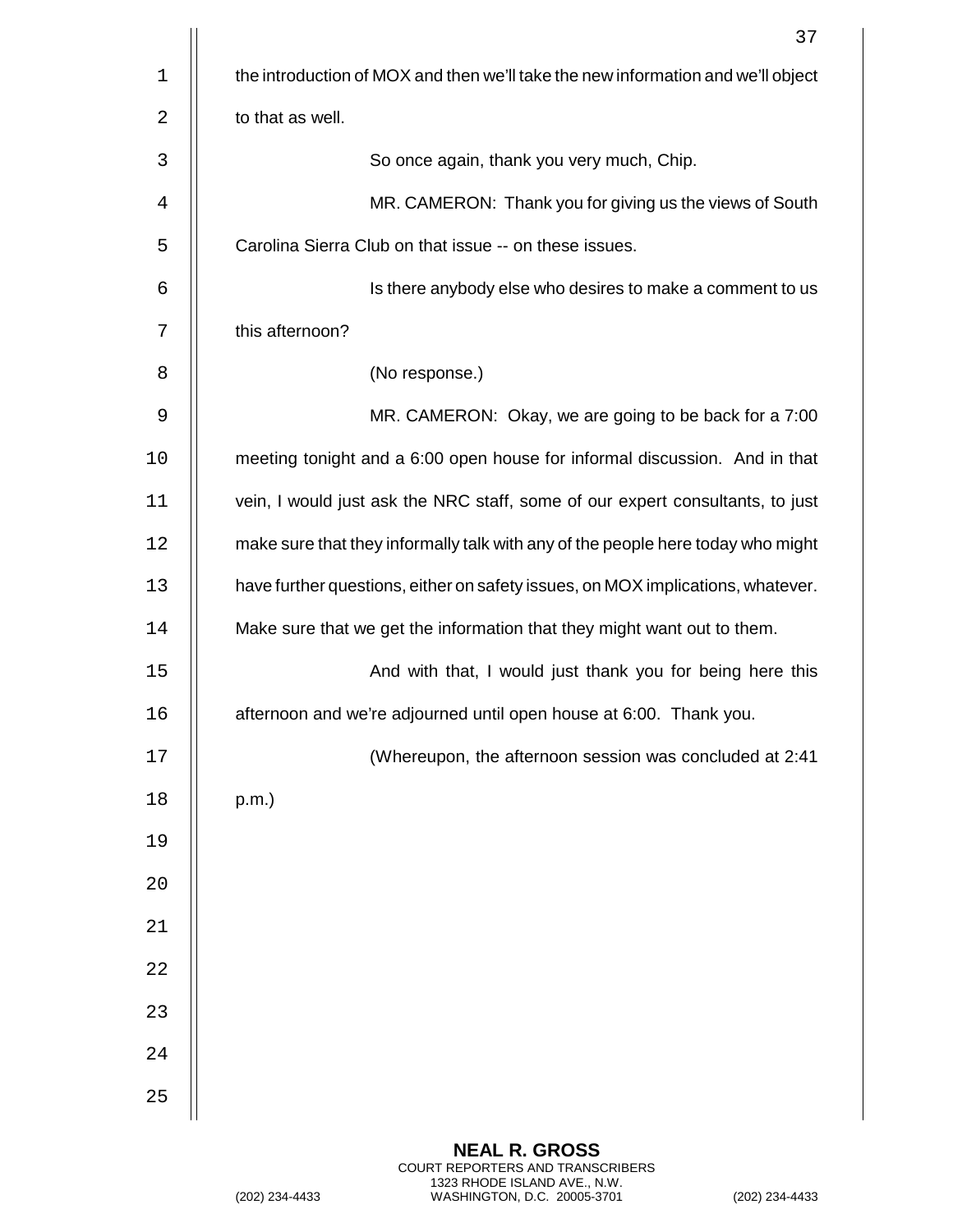the introduction of MOX and then we'll take the new information and we'll object to that as well.

So once again, thank you very much, Chip.

MR. CAMERON: Thank you for giving us the views of South Carolina Sierra Club on that issue -- on these issues.

Is there anybody else who desires to make a comment to us this afternoon?

(No response.)

MR. CAMERON: Okay, we are going to be back for a 7:00 meeting tonight and a 6:00 open house for informal discussion. And in that vein, I would just ask the NRC staff, some of our expert consultants, to just make sure that they informally talk with any of the people here today who might have further questions, either on safety issues, on MOX implications, whatever. Make sure that we get the information that they might want out to them.

And with that, I would just thank you for being here this afternoon and we're adjourned until open house at 6:00. Thank you.

(Whereupon, the afternoon session was concluded at 2:41 p.m.)